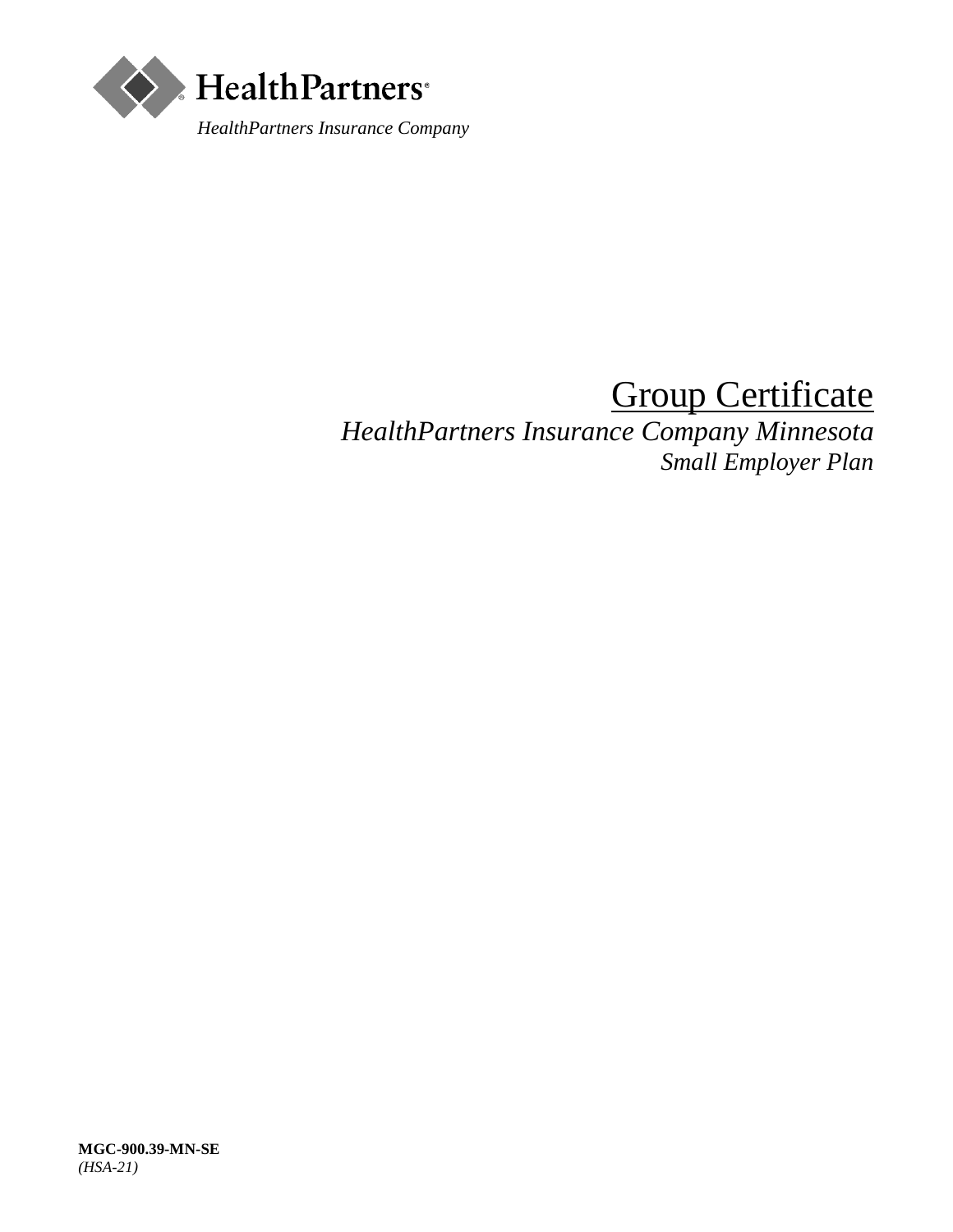HealthPartners®

*HealthPartners Insurance Company*

# Group Certificate

*HealthPartners Insurance Company Minnesota*

*Small Employer Plan*

**MGC-900.39-MN-SE**

*(HSA-21)*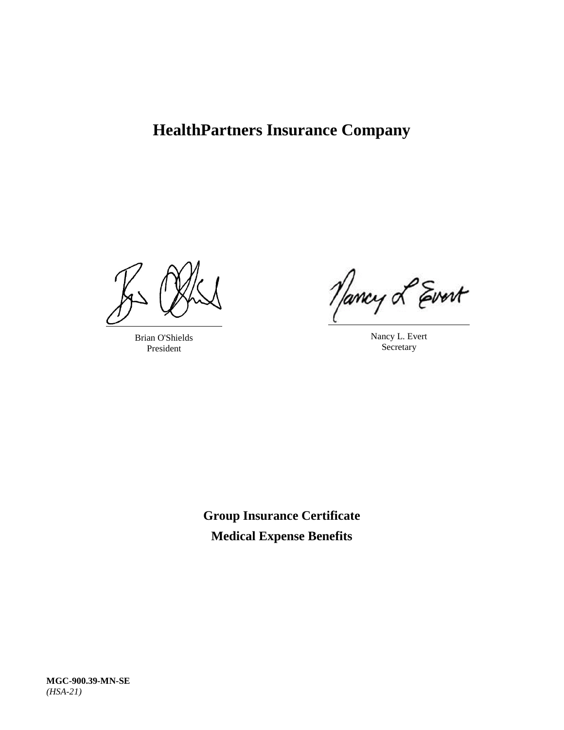# HealthPartners Insurance Company

Brian O'Shields
President

Nancy L. Evert
Secretary

**Group Insurance Certificate**

**Medical Expense Benefits**

**MGC-900.39-MN-SE**
*(HSA-21)*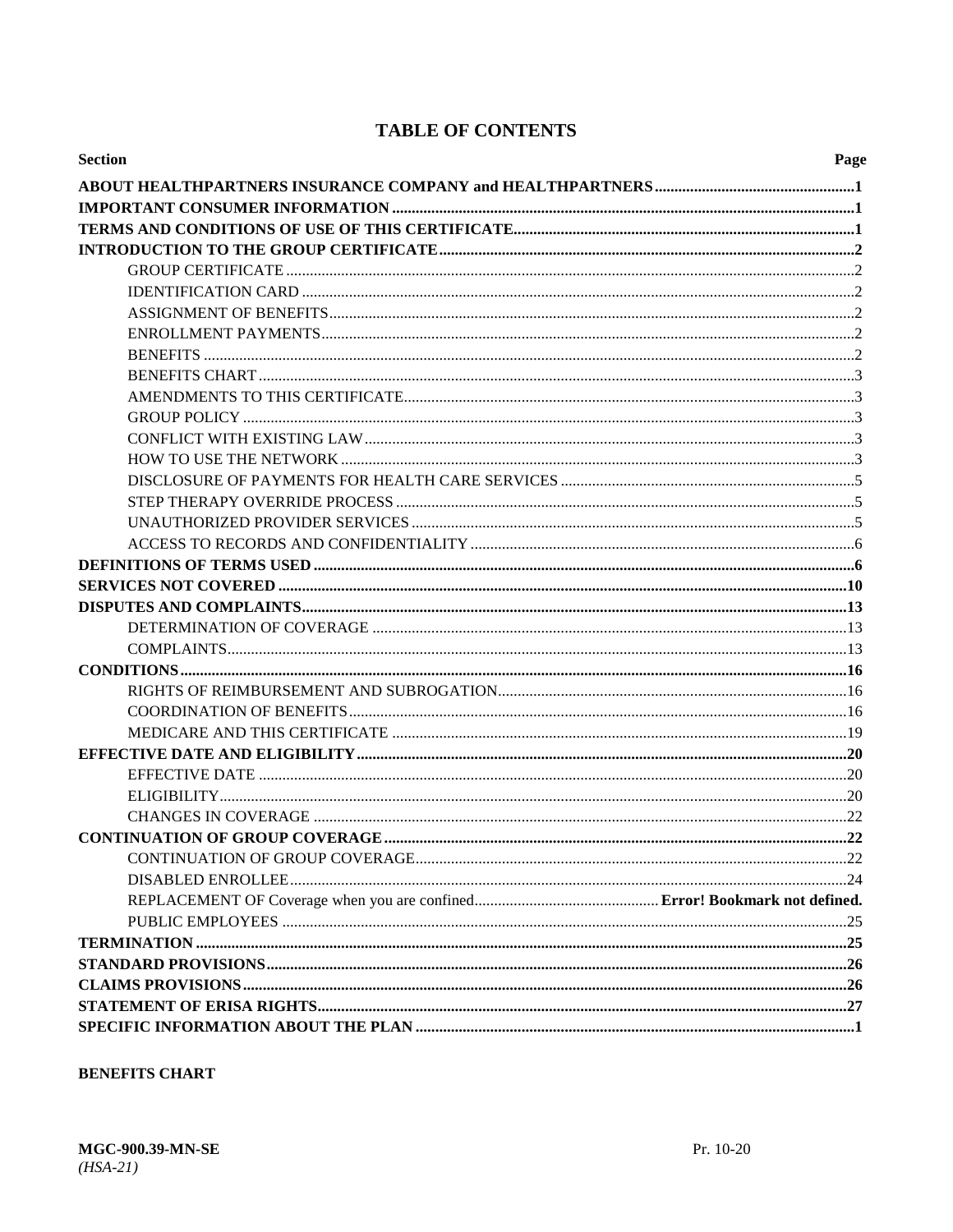# TABLE OF CONTENTS

| Section | Page |
|---|---|
| **ABOUT HEALTHPARTNERS INSURANCE COMPANY and HEALTHPARTNERS** | **1** |
| **IMPORTANT CONSUMER INFORMATION** | **1** |
| **TERMS AND CONDITIONS OF USE OF THIS CERTIFICATE** | **1** |
| **INTRODUCTION TO THE GROUP CERTIFICATE** | **2** |
| GROUP CERTIFICATE | 2 |
| IDENTIFICATION CARD | 2 |
| ASSIGNMENT OF BENEFITS | 2 |
| ENROLLMENT PAYMENTS | 2 |
| BENEFITS | 2 |
| BENEFITS CHART | 3 |
| AMENDMENTS TO THIS CERTIFICATE | 3 |
| GROUP POLICY | 3 |
| CONFLICT WITH EXISTING LAW | 3 |
| HOW TO USE THE NETWORK | 3 |
| DISCLOSURE OF PAYMENTS FOR HEALTH CARE SERVICES | 5 |
| STEP THERAPY OVERRIDE PROCESS | 5 |
| UNAUTHORIZED PROVIDER SERVICES | 5 |
| ACCESS TO RECORDS AND CONFIDENTIALITY | 6 |
| **DEFINITIONS OF TERMS USED** | **6** |
| **SERVICES NOT COVERED** | **10** |
| **DISPUTES AND COMPLAINTS** | **13** |
| DETERMINATION OF COVERAGE | 13 |
| COMPLAINTS | 13 |
| **CONDITIONS** | **16** |
| RIGHTS OF REIMBURSEMENT AND SUBROGATION | 16 |
| COORDINATION OF BENEFITS | 16 |
| MEDICARE AND THIS CERTIFICATE | 19 |
| **EFFECTIVE DATE AND ELIGIBILITY** | **20** |
| EFFECTIVE DATE | 20 |
| ELIGIBILITY | 20 |
| CHANGES IN COVERAGE | 22 |
| **CONTINUATION OF GROUP COVERAGE** | **22** |
| CONTINUATION OF GROUP COVERAGE | 22 |
| DISABLED ENROLLEE | 24 |
| REPLACEMENT OF Coverage when you are confined | **Error! Bookmark not defined.** |
| PUBLIC EMPLOYEES | 25 |
| **TERMINATION** | **25** |
| **STANDARD PROVISIONS** | **26** |
| **CLAIMS PROVISIONS** | **26** |
| **STATEMENT OF ERISA RIGHTS** | **27** |
| **SPECIFIC INFORMATION ABOUT THE PLAN** | **1** |

**BENEFITS CHART**

**MGC-900.39-MN-SE** Pr. 10-20
*(HSA-21)*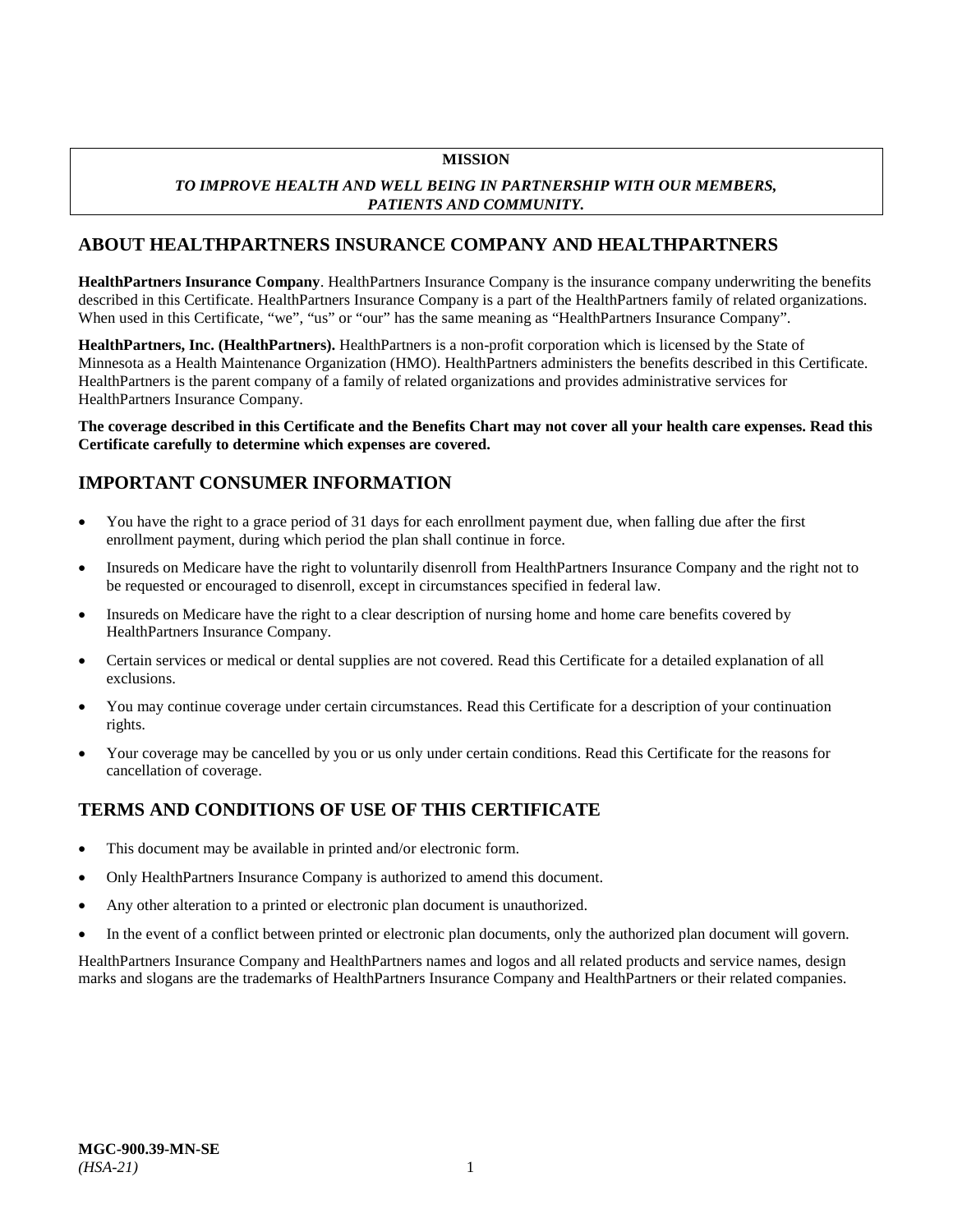**MISSION**

***TO IMPROVE HEALTH AND WELL BEING IN PARTNERSHIP WITH OUR MEMBERS, PATIENTS AND COMMUNITY.***

## ABOUT HEALTHPARTNERS INSURANCE COMPANY AND HEALTHPARTNERS

**HealthPartners Insurance Company**. HealthPartners Insurance Company is the insurance company underwriting the benefits described in this Certificate. HealthPartners Insurance Company is a part of the HealthPartners family of related organizations. When used in this Certificate, "we", "us" or "our" has the same meaning as "HealthPartners Insurance Company".

**HealthPartners, Inc. (HealthPartners).** HealthPartners is a non-profit corporation which is licensed by the State of Minnesota as a Health Maintenance Organization (HMO). HealthPartners administers the benefits described in this Certificate. HealthPartners is the parent company of a family of related organizations and provides administrative services for HealthPartners Insurance Company.

**The coverage described in this Certificate and the Benefits Chart may not cover all your health care expenses. Read this Certificate carefully to determine which expenses are covered.**

## IMPORTANT CONSUMER INFORMATION

- You have the right to a grace period of 31 days for each enrollment payment due, when falling due after the first enrollment payment, during which period the plan shall continue in force.
- Insureds on Medicare have the right to voluntarily disenroll from HealthPartners Insurance Company and the right not to be requested or encouraged to disenroll, except in circumstances specified in federal law.
- Insureds on Medicare have the right to a clear description of nursing home and home care benefits covered by HealthPartners Insurance Company.
- Certain services or medical or dental supplies are not covered. Read this Certificate for a detailed explanation of all exclusions.
- You may continue coverage under certain circumstances. Read this Certificate for a description of your continuation rights.
- Your coverage may be cancelled by you or us only under certain conditions. Read this Certificate for the reasons for cancellation of coverage.

## TERMS AND CONDITIONS OF USE OF THIS CERTIFICATE

- This document may be available in printed and/or electronic form.
- Only HealthPartners Insurance Company is authorized to amend this document.
- Any other alteration to a printed or electronic plan document is unauthorized.
- In the event of a conflict between printed or electronic plan documents, only the authorized plan document will govern.

HealthPartners Insurance Company and HealthPartners names and logos and all related products and service names, design marks and slogans are the trademarks of HealthPartners Insurance Company and HealthPartners or their related companies.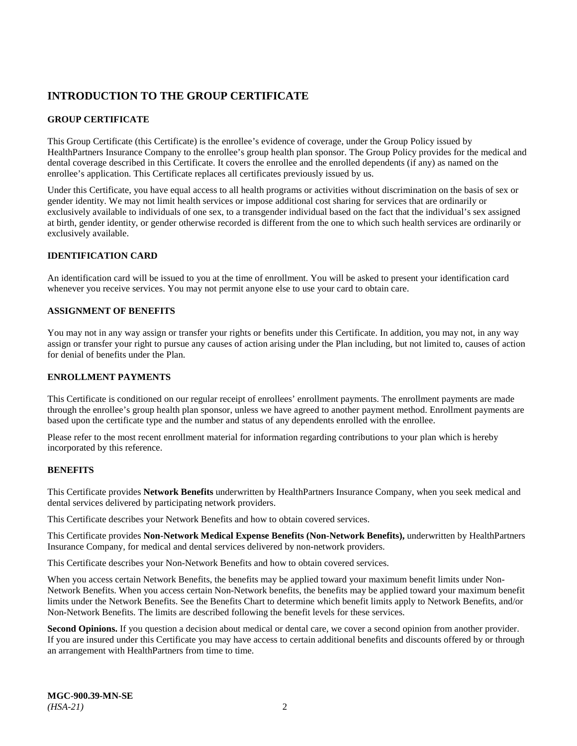# INTRODUCTION TO THE GROUP CERTIFICATE

## GROUP CERTIFICATE

This Group Certificate (this Certificate) is the enrollee's evidence of coverage, under the Group Policy issued by HealthPartners Insurance Company to the enrollee's group health plan sponsor. The Group Policy provides for the medical and dental coverage described in this Certificate. It covers the enrollee and the enrolled dependents (if any) as named on the enrollee's application. This Certificate replaces all certificates previously issued by us.

Under this Certificate, you have equal access to all health programs or activities without discrimination on the basis of sex or gender identity. We may not limit health services or impose additional cost sharing for services that are ordinarily or exclusively available to individuals of one sex, to a transgender individual based on the fact that the individual's sex assigned at birth, gender identity, or gender otherwise recorded is different from the one to which such health services are ordinarily or exclusively available.

## IDENTIFICATION CARD

An identification card will be issued to you at the time of enrollment. You will be asked to present your identification card whenever you receive services. You may not permit anyone else to use your card to obtain care.

## ASSIGNMENT OF BENEFITS

You may not in any way assign or transfer your rights or benefits under this Certificate. In addition, you may not, in any way assign or transfer your right to pursue any causes of action arising under the Plan including, but not limited to, causes of action for denial of benefits under the Plan.

## ENROLLMENT PAYMENTS

This Certificate is conditioned on our regular receipt of enrollees' enrollment payments. The enrollment payments are made through the enrollee's group health plan sponsor, unless we have agreed to another payment method. Enrollment payments are based upon the certificate type and the number and status of any dependents enrolled with the enrollee.

Please refer to the most recent enrollment material for information regarding contributions to your plan which is hereby incorporated by this reference.

## BENEFITS

This Certificate provides **Network Benefits** underwritten by HealthPartners Insurance Company, when you seek medical and dental services delivered by participating network providers.

This Certificate describes your Network Benefits and how to obtain covered services.

This Certificate provides **Non-Network Medical Expense Benefits (Non-Network Benefits),** underwritten by HealthPartners Insurance Company, for medical and dental services delivered by non-network providers.

This Certificate describes your Non-Network Benefits and how to obtain covered services.

When you access certain Network Benefits, the benefits may be applied toward your maximum benefit limits under Non-Network Benefits. When you access certain Non-Network benefits, the benefits may be applied toward your maximum benefit limits under the Network Benefits. See the Benefits Chart to determine which benefit limits apply to Network Benefits, and/or Non-Network Benefits. The limits are described following the benefit levels for these services.

**Second Opinions.** If you question a decision about medical or dental care, we cover a second opinion from another provider. If you are insured under this Certificate you may have access to certain additional benefits and discounts offered by or through an arrangement with HealthPartners from time to time.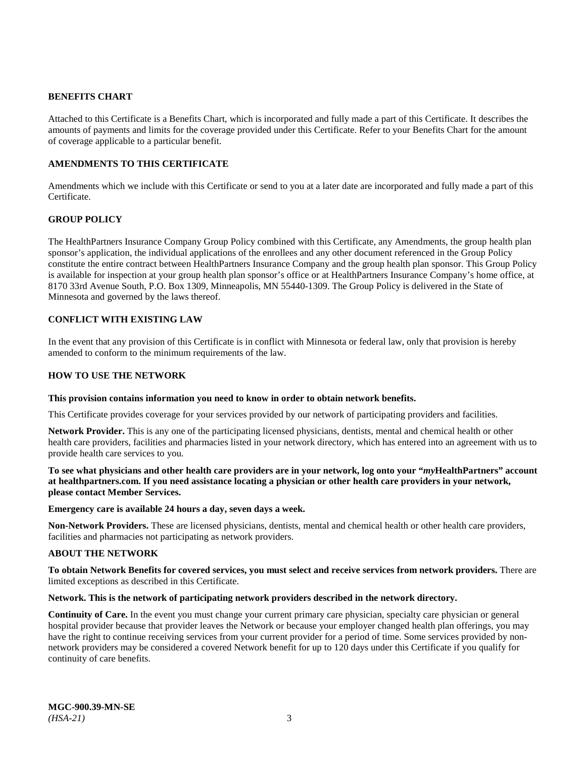## BENEFITS CHART

Attached to this Certificate is a Benefits Chart, which is incorporated and fully made a part of this Certificate. It describes the amounts of payments and limits for the coverage provided under this Certificate. Refer to your Benefits Chart for the amount of coverage applicable to a particular benefit.

## AMENDMENTS TO THIS CERTIFICATE

Amendments which we include with this Certificate or send to you at a later date are incorporated and fully made a part of this Certificate.

## GROUP POLICY

The HealthPartners Insurance Company Group Policy combined with this Certificate, any Amendments, the group health plan sponsor's application, the individual applications of the enrollees and any other document referenced in the Group Policy constitute the entire contract between HealthPartners Insurance Company and the group health plan sponsor. This Group Policy is available for inspection at your group health plan sponsor's office or at HealthPartners Insurance Company's home office, at 8170 33rd Avenue South, P.O. Box 1309, Minneapolis, MN 55440-1309. The Group Policy is delivered in the State of Minnesota and governed by the laws thereof.

## CONFLICT WITH EXISTING LAW

In the event that any provision of this Certificate is in conflict with Minnesota or federal law, only that provision is hereby amended to conform to the minimum requirements of the law.

## HOW TO USE THE NETWORK

**This provision contains information you need to know in order to obtain network benefits.**

This Certificate provides coverage for your services provided by our network of participating providers and facilities.

**Network Provider.** This is any one of the participating licensed physicians, dentists, mental and chemical health or other health care providers, facilities and pharmacies listed in your network directory, which has entered into an agreement with us to provide health care services to you.

**To see what physicians and other health care providers are in your network, log onto your "*my*HealthPartners" account at healthpartners.com. If you need assistance locating a physician or other health care providers in your network, please contact Member Services.**

**Emergency care is available 24 hours a day, seven days a week.**

**Non-Network Providers.** These are licensed physicians, dentists, mental and chemical health or other health care providers, facilities and pharmacies not participating as network providers.

## ABOUT THE NETWORK

**To obtain Network Benefits for covered services, you must select and receive services from network providers.** There are limited exceptions as described in this Certificate.

**Network. This is the network of participating network providers described in the network directory.**

**Continuity of Care.** In the event you must change your current primary care physician, specialty care physician or general hospital provider because that provider leaves the Network or because your employer changed health plan offerings, you may have the right to continue receiving services from your current provider for a period of time. Some services provided by non-network providers may be considered a covered Network benefit for up to 120 days under this Certificate if you qualify for continuity of care benefits.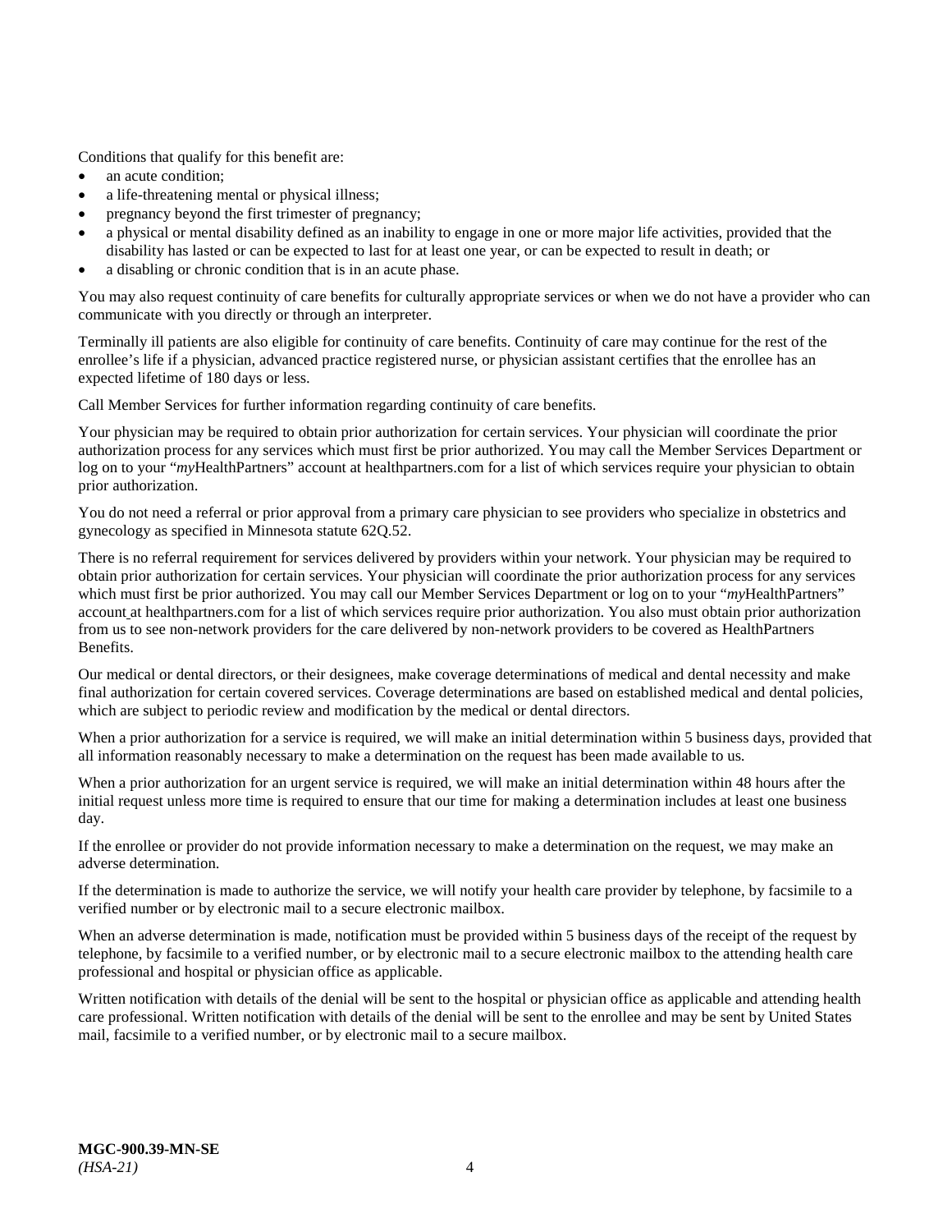Conditions that qualify for this benefit are:

- an acute condition;
- a life-threatening mental or physical illness;
- pregnancy beyond the first trimester of pregnancy;
- a physical or mental disability defined as an inability to engage in one or more major life activities, provided that the disability has lasted or can be expected to last for at least one year, or can be expected to result in death; or
- a disabling or chronic condition that is in an acute phase.

You may also request continuity of care benefits for culturally appropriate services or when we do not have a provider who can communicate with you directly or through an interpreter.

Terminally ill patients are also eligible for continuity of care benefits. Continuity of care may continue for the rest of the enrollee's life if a physician, advanced practice registered nurse, or physician assistant certifies that the enrollee has an expected lifetime of 180 days or less.

Call Member Services for further information regarding continuity of care benefits.

Your physician may be required to obtain prior authorization for certain services. Your physician will coordinate the prior authorization process for any services which must first be prior authorized. You may call the Member Services Department or log on to your "*my*HealthPartners" account at healthpartners.com for a list of which services require your physician to obtain prior authorization.

You do not need a referral or prior approval from a primary care physician to see providers who specialize in obstetrics and gynecology as specified in Minnesota statute 62Q.52.

There is no referral requirement for services delivered by providers within your network. Your physician may be required to obtain prior authorization for certain services. Your physician will coordinate the prior authorization process for any services which must first be prior authorized. You may call our Member Services Department or log on to your "*my*HealthPartners" account at healthpartners.com for a list of which services require prior authorization. You also must obtain prior authorization from us to see non-network providers for the care delivered by non-network providers to be covered as HealthPartners Benefits.

Our medical or dental directors, or their designees, make coverage determinations of medical and dental necessity and make final authorization for certain covered services. Coverage determinations are based on established medical and dental policies, which are subject to periodic review and modification by the medical or dental directors.

When a prior authorization for a service is required, we will make an initial determination within 5 business days, provided that all information reasonably necessary to make a determination on the request has been made available to us.

When a prior authorization for an urgent service is required, we will make an initial determination within 48 hours after the initial request unless more time is required to ensure that our time for making a determination includes at least one business day.

If the enrollee or provider do not provide information necessary to make a determination on the request, we may make an adverse determination.

If the determination is made to authorize the service, we will notify your health care provider by telephone, by facsimile to a verified number or by electronic mail to a secure electronic mailbox.

When an adverse determination is made, notification must be provided within 5 business days of the receipt of the request by telephone, by facsimile to a verified number, or by electronic mail to a secure electronic mailbox to the attending health care professional and hospital or physician office as applicable.

Written notification with details of the denial will be sent to the hospital or physician office as applicable and attending health care professional. Written notification with details of the denial will be sent to the enrollee and may be sent by United States mail, facsimile to a verified number, or by electronic mail to a secure mailbox.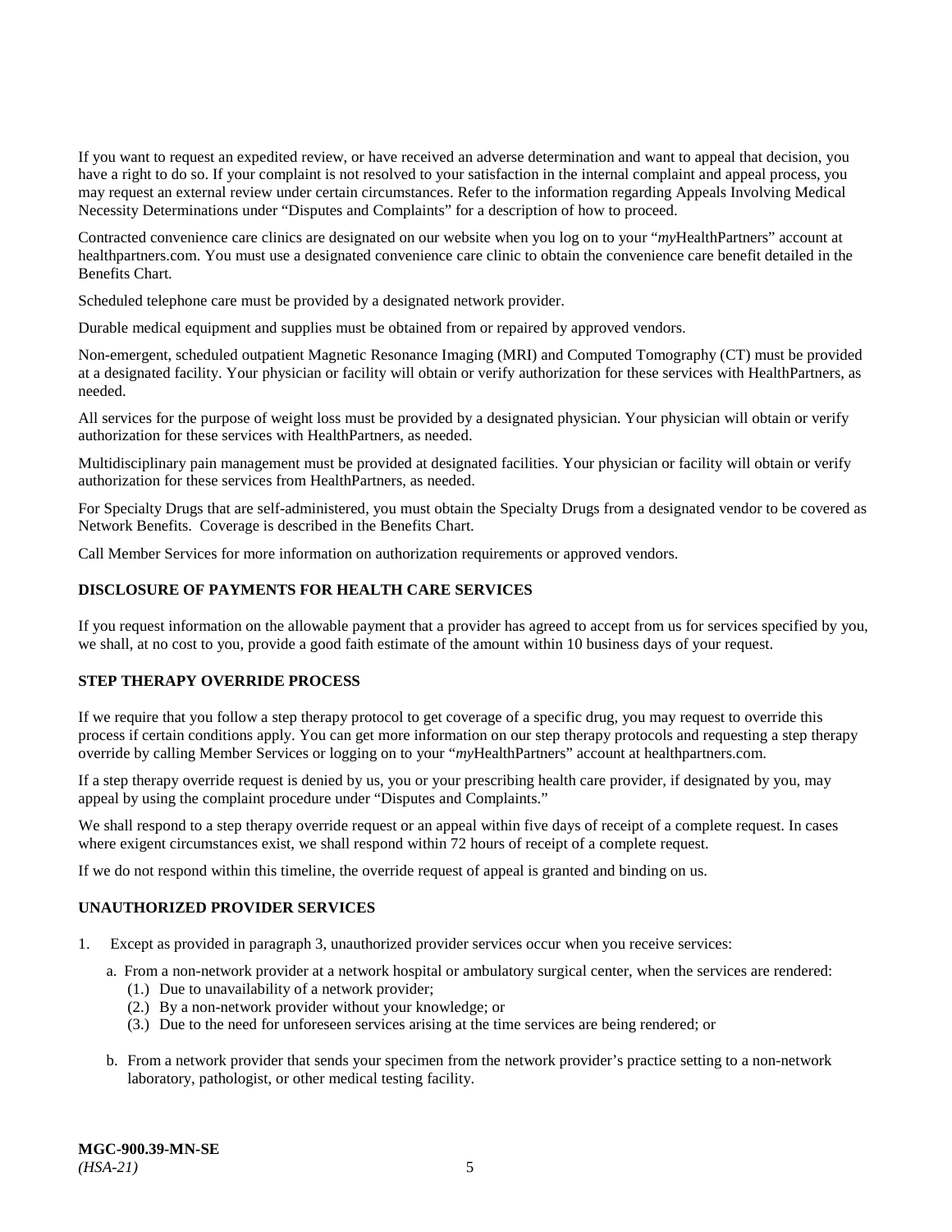If you want to request an expedited review, or have received an adverse determination and want to appeal that decision, you have a right to do so. If your complaint is not resolved to your satisfaction in the internal complaint and appeal process, you may request an external review under certain circumstances. Refer to the information regarding Appeals Involving Medical Necessity Determinations under "Disputes and Complaints" for a description of how to proceed.

Contracted convenience care clinics are designated on our website when you log on to your "*my*HealthPartners" account at healthpartners.com. You must use a designated convenience care clinic to obtain the convenience care benefit detailed in the Benefits Chart.

Scheduled telephone care must be provided by a designated network provider.

Durable medical equipment and supplies must be obtained from or repaired by approved vendors.

Non-emergent, scheduled outpatient Magnetic Resonance Imaging (MRI) and Computed Tomography (CT) must be provided at a designated facility. Your physician or facility will obtain or verify authorization for these services with HealthPartners, as needed.

All services for the purpose of weight loss must be provided by a designated physician. Your physician will obtain or verify authorization for these services with HealthPartners, as needed.

Multidisciplinary pain management must be provided at designated facilities. Your physician or facility will obtain or verify authorization for these services from HealthPartners, as needed.

For Specialty Drugs that are self-administered, you must obtain the Specialty Drugs from a designated vendor to be covered as Network Benefits. Coverage is described in the Benefits Chart.

Call Member Services for more information on authorization requirements or approved vendors.

**DISCLOSURE OF PAYMENTS FOR HEALTH CARE SERVICES**

If you request information on the allowable payment that a provider has agreed to accept from us for services specified by you, we shall, at no cost to you, provide a good faith estimate of the amount within 10 business days of your request.

**STEP THERAPY OVERRIDE PROCESS**

If we require that you follow a step therapy protocol to get coverage of a specific drug, you may request to override this process if certain conditions apply. You can get more information on our step therapy protocols and requesting a step therapy override by calling Member Services or logging on to your "*my*HealthPartners" account at healthpartners.com.

If a step therapy override request is denied by us, you or your prescribing health care provider, if designated by you, may appeal by using the complaint procedure under "Disputes and Complaints."

We shall respond to a step therapy override request or an appeal within five days of receipt of a complete request. In cases where exigent circumstances exist, we shall respond within 72 hours of receipt of a complete request.

If we do not respond within this timeline, the override request of appeal is granted and binding on us.

**UNAUTHORIZED PROVIDER SERVICES**

1. Except as provided in paragraph 3, unauthorized provider services occur when you receive services:

   a. From a non-network provider at a network hospital or ambulatory surgical center, when the services are rendered:
      (1.) Due to unavailability of a network provider;
      (2.) By a non-network provider without your knowledge; or
      (3.) Due to the need for unforeseen services arising at the time services are being rendered; or

   b. From a network provider that sends your specimen from the network provider's practice setting to a non-network laboratory, pathologist, or other medical testing facility.

**MGC-900.39-MN-SE**
*(HSA-21)*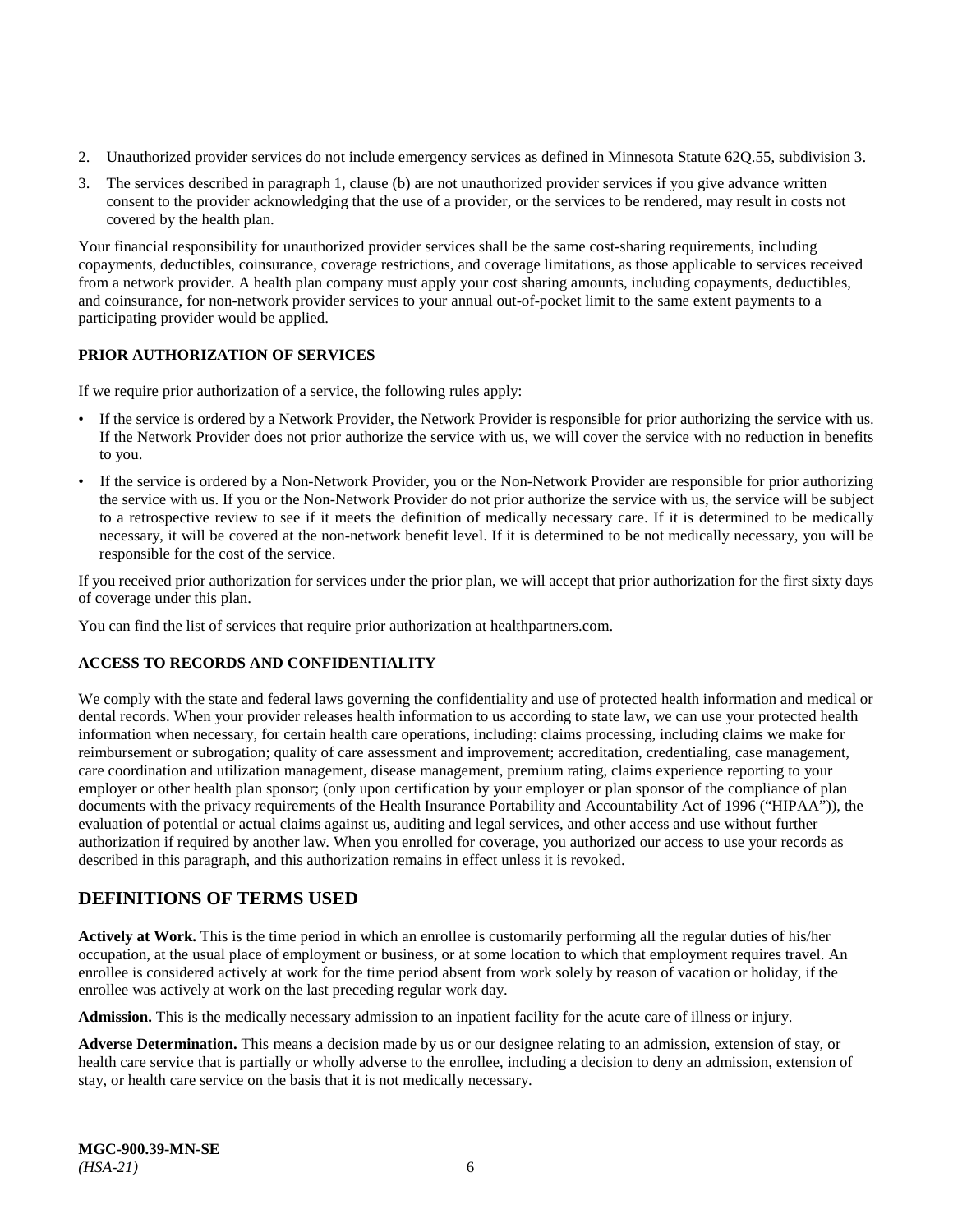2. Unauthorized provider services do not include emergency services as defined in Minnesota Statute 62Q.55, subdivision 3.
3. The services described in paragraph 1, clause (b) are not unauthorized provider services if you give advance written consent to the provider acknowledging that the use of a provider, or the services to be rendered, may result in costs not covered by the health plan.

Your financial responsibility for unauthorized provider services shall be the same cost-sharing requirements, including copayments, deductibles, coinsurance, coverage restrictions, and coverage limitations, as those applicable to services received from a network provider. A health plan company must apply your cost sharing amounts, including copayments, deductibles, and coinsurance, for non-network provider services to your annual out-of-pocket limit to the same extent payments to a participating provider would be applied.

**PRIOR AUTHORIZATION OF SERVICES**

If we require prior authorization of a service, the following rules apply:

- If the service is ordered by a Network Provider, the Network Provider is responsible for prior authorizing the service with us. If the Network Provider does not prior authorize the service with us, we will cover the service with no reduction in benefits to you.
- If the service is ordered by a Non-Network Provider, you or the Non-Network Provider are responsible for prior authorizing the service with us. If you or the Non-Network Provider do not prior authorize the service with us, the service will be subject to a retrospective review to see if it meets the definition of medically necessary care. If it is determined to be medically necessary, it will be covered at the non-network benefit level. If it is determined to be not medically necessary, you will be responsible for the cost of the service.

If you received prior authorization for services under the prior plan, we will accept that prior authorization for the first sixty days of coverage under this plan.

You can find the list of services that require prior authorization at healthpartners.com.

**ACCESS TO RECORDS AND CONFIDENTIALITY**

We comply with the state and federal laws governing the confidentiality and use of protected health information and medical or dental records. When your provider releases health information to us according to state law, we can use your protected health information when necessary, for certain health care operations, including: claims processing, including claims we make for reimbursement or subrogation; quality of care assessment and improvement; accreditation, credentialing, case management, care coordination and utilization management, disease management, premium rating, claims experience reporting to your employer or other health plan sponsor; (only upon certification by your employer or plan sponsor of the compliance of plan documents with the privacy requirements of the Health Insurance Portability and Accountability Act of 1996 ("HIPAA")), the evaluation of potential or actual claims against us, auditing and legal services, and other access and use without further authorization if required by another law. When you enrolled for coverage, you authorized our access to use your records as described in this paragraph, and this authorization remains in effect unless it is revoked.

## DEFINITIONS OF TERMS USED

**Actively at Work.** This is the time period in which an enrollee is customarily performing all the regular duties of his/her occupation, at the usual place of employment or business, or at some location to which that employment requires travel. An enrollee is considered actively at work for the time period absent from work solely by reason of vacation or holiday, if the enrollee was actively at work on the last preceding regular work day.

**Admission.** This is the medically necessary admission to an inpatient facility for the acute care of illness or injury.

**Adverse Determination.** This means a decision made by us or our designee relating to an admission, extension of stay, or health care service that is partially or wholly adverse to the enrollee, including a decision to deny an admission, extension of stay, or health care service on the basis that it is not medically necessary.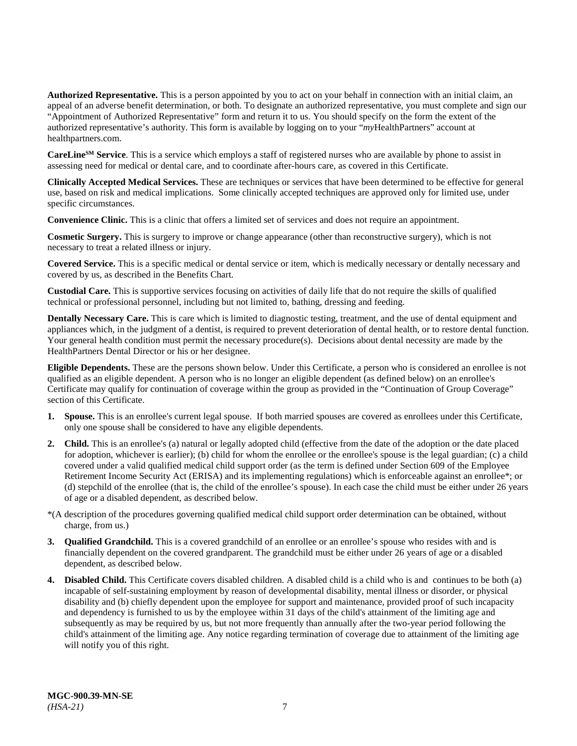**Authorized Representative.** This is a person appointed by you to act on your behalf in connection with an initial claim, an appeal of an adverse benefit determination, or both. To designate an authorized representative, you must complete and sign our "Appointment of Authorized Representative" form and return it to us. You should specify on the form the extent of the authorized representative's authority. This form is available by logging on to your "*my*HealthPartners" account at healthpartners.com.

**CareLine[SM] Service**. This is a service which employs a staff of registered nurses who are available by phone to assist in assessing need for medical or dental care, and to coordinate after-hours care, as covered in this Certificate.

**Clinically Accepted Medical Services.** These are techniques or services that have been determined to be effective for general use, based on risk and medical implications. Some clinically accepted techniques are approved only for limited use, under specific circumstances.

**Convenience Clinic.** This is a clinic that offers a limited set of services and does not require an appointment.

**Cosmetic Surgery.** This is surgery to improve or change appearance (other than reconstructive surgery), which is not necessary to treat a related illness or injury.

**Covered Service.** This is a specific medical or dental service or item, which is medically necessary or dentally necessary and covered by us, as described in the Benefits Chart.

**Custodial Care.** This is supportive services focusing on activities of daily life that do not require the skills of qualified technical or professional personnel, including but not limited to, bathing, dressing and feeding.

**Dentally Necessary Care.** This is care which is limited to diagnostic testing, treatment, and the use of dental equipment and appliances which, in the judgment of a dentist, is required to prevent deterioration of dental health, or to restore dental function. Your general health condition must permit the necessary procedure(s). Decisions about dental necessity are made by the HealthPartners Dental Director or his or her designee.

**Eligible Dependents.** These are the persons shown below. Under this Certificate, a person who is considered an enrollee is not qualified as an eligible dependent. A person who is no longer an eligible dependent (as defined below) on an enrollee's Certificate may qualify for continuation of coverage within the group as provided in the "Continuation of Group Coverage" section of this Certificate.

1. **Spouse.** This is an enrollee's current legal spouse. If both married spouses are covered as enrollees under this Certificate, only one spouse shall be considered to have any eligible dependents.
2. **Child.** This is an enrollee's (a) natural or legally adopted child (effective from the date of the adoption or the date placed for adoption, whichever is earlier); (b) child for whom the enrollee or the enrollee's spouse is the legal guardian; (c) a child covered under a valid qualified medical child support order (as the term is defined under Section 609 of the Employee Retirement Income Security Act (ERISA) and its implementing regulations) which is enforceable against an enrollee*; or (d) stepchild of the enrollee (that is, the child of the enrollee's spouse). In each case the child must be either under 26 years of age or a disabled dependent, as described below.

*(A description of the procedures governing qualified medical child support order determination can be obtained, without charge, from us.)

3. **Qualified Grandchild.** This is a covered grandchild of an enrollee or an enrollee's spouse who resides with and is financially dependent on the covered grandparent. The grandchild must be either under 26 years of age or a disabled dependent, as described below.
4. **Disabled Child.** This Certificate covers disabled children. A disabled child is a child who is and continues to be both (a) incapable of self-sustaining employment by reason of developmental disability, mental illness or disorder, or physical disability and (b) chiefly dependent upon the employee for support and maintenance, provided proof of such incapacity and dependency is furnished to us by the employee within 31 days of the child's attainment of the limiting age and subsequently as may be required by us, but not more frequently than annually after the two-year period following the child's attainment of the limiting age. Any notice regarding termination of coverage due to attainment of the limiting age will notify you of this right.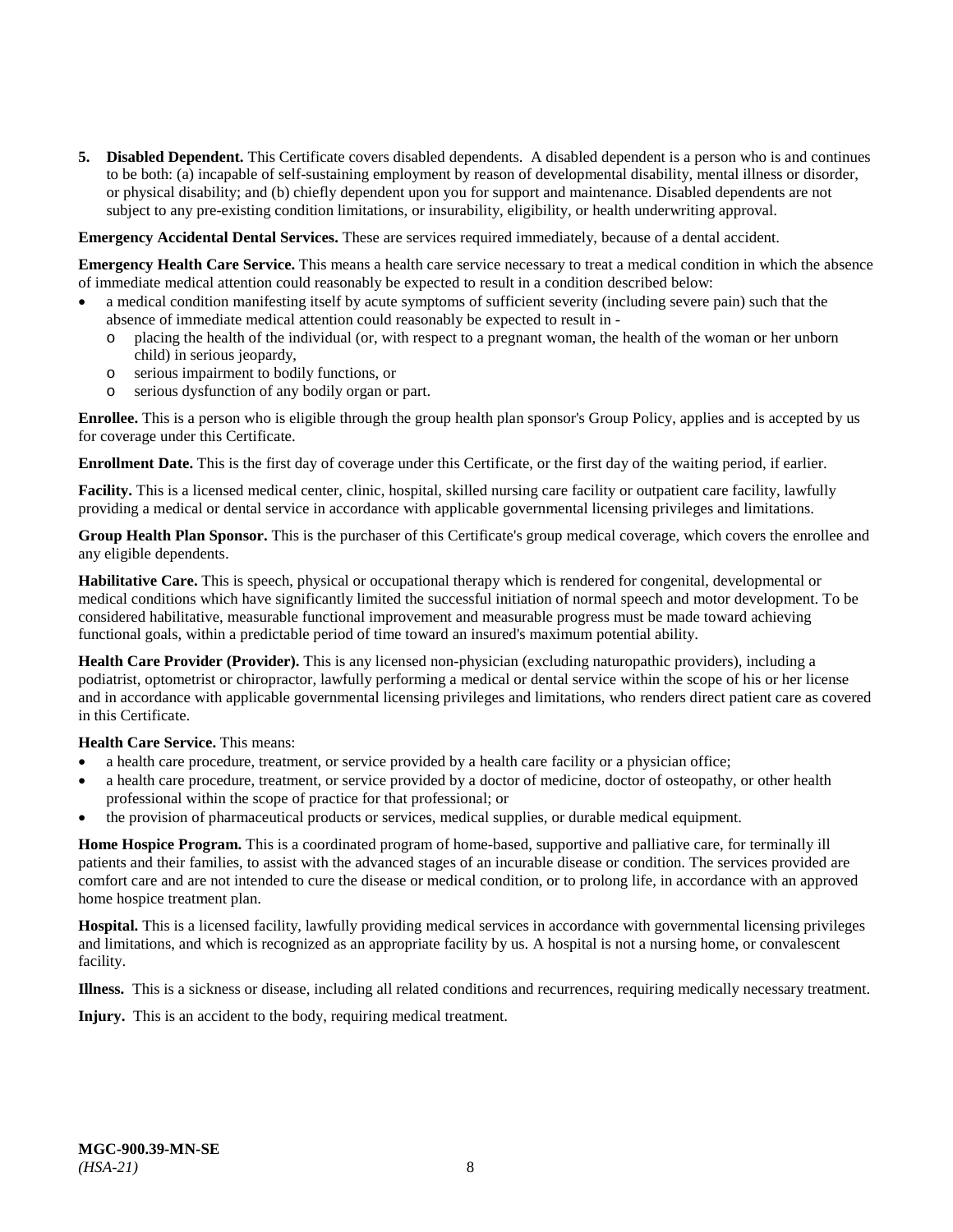5. **Disabled Dependent.** This Certificate covers disabled dependents. A disabled dependent is a person who is and continues to be both: (a) incapable of self-sustaining employment by reason of developmental disability, mental illness or disorder, or physical disability; and (b) chiefly dependent upon you for support and maintenance. Disabled dependents are not subject to any pre-existing condition limitations, or insurability, eligibility, or health underwriting approval.

**Emergency Accidental Dental Services.** These are services required immediately, because of a dental accident.

**Emergency Health Care Service.** This means a health care service necessary to treat a medical condition in which the absence of immediate medical attention could reasonably be expected to result in a condition described below:

- a medical condition manifesting itself by acute symptoms of sufficient severity (including severe pain) such that the absence of immediate medical attention could reasonably be expected to result in -
  - placing the health of the individual (or, with respect to a pregnant woman, the health of the woman or her unborn child) in serious jeopardy,
  - serious impairment to bodily functions, or
  - serious dysfunction of any bodily organ or part.

**Enrollee.** This is a person who is eligible through the group health plan sponsor's Group Policy, applies and is accepted by us for coverage under this Certificate.

**Enrollment Date.** This is the first day of coverage under this Certificate, or the first day of the waiting period, if earlier.

**Facility.** This is a licensed medical center, clinic, hospital, skilled nursing care facility or outpatient care facility, lawfully providing a medical or dental service in accordance with applicable governmental licensing privileges and limitations.

**Group Health Plan Sponsor.** This is the purchaser of this Certificate's group medical coverage, which covers the enrollee and any eligible dependents.

**Habilitative Care.** This is speech, physical or occupational therapy which is rendered for congenital, developmental or medical conditions which have significantly limited the successful initiation of normal speech and motor development. To be considered habilitative, measurable functional improvement and measurable progress must be made toward achieving functional goals, within a predictable period of time toward an insured's maximum potential ability.

**Health Care Provider (Provider).** This is any licensed non-physician (excluding naturopathic providers), including a podiatrist, optometrist or chiropractor, lawfully performing a medical or dental service within the scope of his or her license and in accordance with applicable governmental licensing privileges and limitations, who renders direct patient care as covered in this Certificate.

**Health Care Service.** This means:

- a health care procedure, treatment, or service provided by a health care facility or a physician office;
- a health care procedure, treatment, or service provided by a doctor of medicine, doctor of osteopathy, or other health professional within the scope of practice for that professional; or
- the provision of pharmaceutical products or services, medical supplies, or durable medical equipment.

**Home Hospice Program.** This is a coordinated program of home-based, supportive and palliative care, for terminally ill patients and their families, to assist with the advanced stages of an incurable disease or condition. The services provided are comfort care and are not intended to cure the disease or medical condition, or to prolong life, in accordance with an approved home hospice treatment plan.

**Hospital.** This is a licensed facility, lawfully providing medical services in accordance with governmental licensing privileges and limitations, and which is recognized as an appropriate facility by us. A hospital is not a nursing home, or convalescent facility.

**Illness.** This is a sickness or disease, including all related conditions and recurrences, requiring medically necessary treatment.

**Injury.** This is an accident to the body, requiring medical treatment.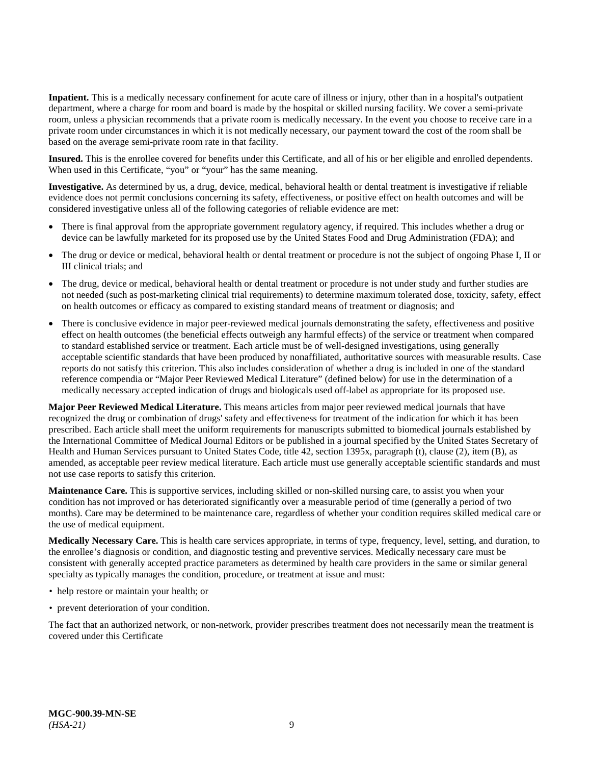**Inpatient.** This is a medically necessary confinement for acute care of illness or injury, other than in a hospital's outpatient department, where a charge for room and board is made by the hospital or skilled nursing facility. We cover a semi-private room, unless a physician recommends that a private room is medically necessary. In the event you choose to receive care in a private room under circumstances in which it is not medically necessary, our payment toward the cost of the room shall be based on the average semi-private room rate in that facility.

**Insured.** This is the enrollee covered for benefits under this Certificate, and all of his or her eligible and enrolled dependents. When used in this Certificate, "you" or "your" has the same meaning.

**Investigative.** As determined by us, a drug, device, medical, behavioral health or dental treatment is investigative if reliable evidence does not permit conclusions concerning its safety, effectiveness, or positive effect on health outcomes and will be considered investigative unless all of the following categories of reliable evidence are met:

- There is final approval from the appropriate government regulatory agency, if required. This includes whether a drug or device can be lawfully marketed for its proposed use by the United States Food and Drug Administration (FDA); and
- The drug or device or medical, behavioral health or dental treatment or procedure is not the subject of ongoing Phase I, II or III clinical trials; and
- The drug, device or medical, behavioral health or dental treatment or procedure is not under study and further studies are not needed (such as post-marketing clinical trial requirements) to determine maximum tolerated dose, toxicity, safety, effect on health outcomes or efficacy as compared to existing standard means of treatment or diagnosis; and
- There is conclusive evidence in major peer-reviewed medical journals demonstrating the safety, effectiveness and positive effect on health outcomes (the beneficial effects outweigh any harmful effects) of the service or treatment when compared to standard established service or treatment. Each article must be of well-designed investigations, using generally acceptable scientific standards that have been produced by nonaffiliated, authoritative sources with measurable results. Case reports do not satisfy this criterion. This also includes consideration of whether a drug is included in one of the standard reference compendia or "Major Peer Reviewed Medical Literature" (defined below) for use in the determination of a medically necessary accepted indication of drugs and biologicals used off-label as appropriate for its proposed use.

**Major Peer Reviewed Medical Literature.** This means articles from major peer reviewed medical journals that have recognized the drug or combination of drugs' safety and effectiveness for treatment of the indication for which it has been prescribed. Each article shall meet the uniform requirements for manuscripts submitted to biomedical journals established by the International Committee of Medical Journal Editors or be published in a journal specified by the United States Secretary of Health and Human Services pursuant to United States Code, title 42, section 1395x, paragraph (t), clause (2), item (B), as amended, as acceptable peer review medical literature. Each article must use generally acceptable scientific standards and must not use case reports to satisfy this criterion.

**Maintenance Care.** This is supportive services, including skilled or non-skilled nursing care, to assist you when your condition has not improved or has deteriorated significantly over a measurable period of time (generally a period of two months). Care may be determined to be maintenance care, regardless of whether your condition requires skilled medical care or the use of medical equipment.

**Medically Necessary Care.** This is health care services appropriate, in terms of type, frequency, level, setting, and duration, to the enrollee's diagnosis or condition, and diagnostic testing and preventive services. Medically necessary care must be consistent with generally accepted practice parameters as determined by health care providers in the same or similar general specialty as typically manages the condition, procedure, or treatment at issue and must:

- help restore or maintain your health; or
- prevent deterioration of your condition.

The fact that an authorized network, or non-network, provider prescribes treatment does not necessarily mean the treatment is covered under this Certificate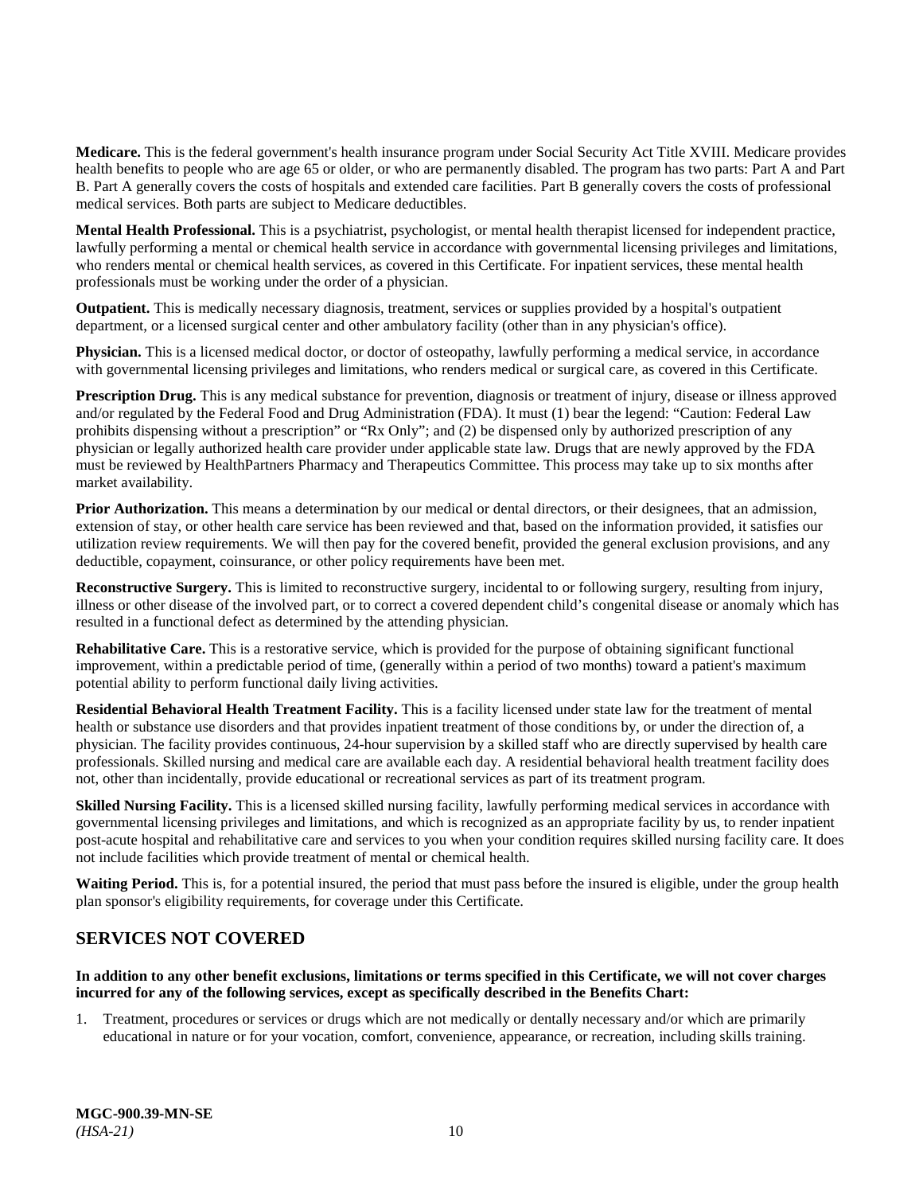**Medicare.** This is the federal government's health insurance program under Social Security Act Title XVIII. Medicare provides health benefits to people who are age 65 or older, or who are permanently disabled. The program has two parts: Part A and Part B. Part A generally covers the costs of hospitals and extended care facilities. Part B generally covers the costs of professional medical services. Both parts are subject to Medicare deductibles.

**Mental Health Professional.** This is a psychiatrist, psychologist, or mental health therapist licensed for independent practice, lawfully performing a mental or chemical health service in accordance with governmental licensing privileges and limitations, who renders mental or chemical health services, as covered in this Certificate. For inpatient services, these mental health professionals must be working under the order of a physician.

**Outpatient.** This is medically necessary diagnosis, treatment, services or supplies provided by a hospital's outpatient department, or a licensed surgical center and other ambulatory facility (other than in any physician's office).

**Physician.** This is a licensed medical doctor, or doctor of osteopathy, lawfully performing a medical service, in accordance with governmental licensing privileges and limitations, who renders medical or surgical care, as covered in this Certificate.

**Prescription Drug.** This is any medical substance for prevention, diagnosis or treatment of injury, disease or illness approved and/or regulated by the Federal Food and Drug Administration (FDA). It must (1) bear the legend: "Caution: Federal Law prohibits dispensing without a prescription" or "Rx Only"; and (2) be dispensed only by authorized prescription of any physician or legally authorized health care provider under applicable state law. Drugs that are newly approved by the FDA must be reviewed by HealthPartners Pharmacy and Therapeutics Committee. This process may take up to six months after market availability.

**Prior Authorization.** This means a determination by our medical or dental directors, or their designees, that an admission, extension of stay, or other health care service has been reviewed and that, based on the information provided, it satisfies our utilization review requirements. We will then pay for the covered benefit, provided the general exclusion provisions, and any deductible, copayment, coinsurance, or other policy requirements have been met.

**Reconstructive Surgery.** This is limited to reconstructive surgery, incidental to or following surgery, resulting from injury, illness or other disease of the involved part, or to correct a covered dependent child's congenital disease or anomaly which has resulted in a functional defect as determined by the attending physician.

**Rehabilitative Care.** This is a restorative service, which is provided for the purpose of obtaining significant functional improvement, within a predictable period of time, (generally within a period of two months) toward a patient's maximum potential ability to perform functional daily living activities.

**Residential Behavioral Health Treatment Facility.** This is a facility licensed under state law for the treatment of mental health or substance use disorders and that provides inpatient treatment of those conditions by, or under the direction of, a physician. The facility provides continuous, 24-hour supervision by a skilled staff who are directly supervised by health care professionals. Skilled nursing and medical care are available each day. A residential behavioral health treatment facility does not, other than incidentally, provide educational or recreational services as part of its treatment program.

**Skilled Nursing Facility.** This is a licensed skilled nursing facility, lawfully performing medical services in accordance with governmental licensing privileges and limitations, and which is recognized as an appropriate facility by us, to render inpatient post-acute hospital and rehabilitative care and services to you when your condition requires skilled nursing facility care. It does not include facilities which provide treatment of mental or chemical health.

**Waiting Period.** This is, for a potential insured, the period that must pass before the insured is eligible, under the group health plan sponsor's eligibility requirements, for coverage under this Certificate.

## SERVICES NOT COVERED

**In addition to any other benefit exclusions, limitations or terms specified in this Certificate, we will not cover charges incurred for any of the following services, except as specifically described in the Benefits Chart:**

1. Treatment, procedures or services or drugs which are not medically or dentally necessary and/or which are primarily educational in nature or for your vocation, comfort, convenience, appearance, or recreation, including skills training.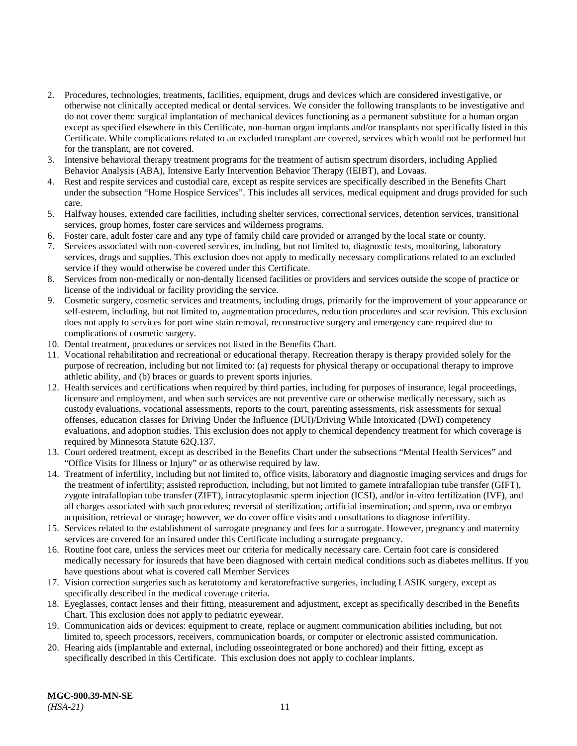2. Procedures, technologies, treatments, facilities, equipment, drugs and devices which are considered investigative, or otherwise not clinically accepted medical or dental services. We consider the following transplants to be investigative and do not cover them: surgical implantation of mechanical devices functioning as a permanent substitute for a human organ except as specified elsewhere in this Certificate, non-human organ implants and/or transplants not specifically listed in this Certificate. While complications related to an excluded transplant are covered, services which would not be performed but for the transplant, are not covered.
3. Intensive behavioral therapy treatment programs for the treatment of autism spectrum disorders, including Applied Behavior Analysis (ABA), Intensive Early Intervention Behavior Therapy (IEIBT), and Lovaas.
4. Rest and respite services and custodial care, except as respite services are specifically described in the Benefits Chart under the subsection "Home Hospice Services". This includes all services, medical equipment and drugs provided for such care.
5. Halfway houses, extended care facilities, including shelter services, correctional services, detention services, transitional services, group homes, foster care services and wilderness programs.
6. Foster care, adult foster care and any type of family child care provided or arranged by the local state or county.
7. Services associated with non-covered services, including, but not limited to, diagnostic tests, monitoring, laboratory services, drugs and supplies. This exclusion does not apply to medically necessary complications related to an excluded service if they would otherwise be covered under this Certificate.
8. Services from non-medically or non-dentally licensed facilities or providers and services outside the scope of practice or license of the individual or facility providing the service.
9. Cosmetic surgery, cosmetic services and treatments, including drugs, primarily for the improvement of your appearance or self-esteem, including, but not limited to, augmentation procedures, reduction procedures and scar revision. This exclusion does not apply to services for port wine stain removal, reconstructive surgery and emergency care required due to complications of cosmetic surgery.
10. Dental treatment, procedures or services not listed in the Benefits Chart.
11. Vocational rehabilitation and recreational or educational therapy. Recreation therapy is therapy provided solely for the purpose of recreation, including but not limited to: (a) requests for physical therapy or occupational therapy to improve athletic ability, and (b) braces or guards to prevent sports injuries.
12. Health services and certifications when required by third parties, including for purposes of insurance, legal proceedings, licensure and employment, and when such services are not preventive care or otherwise medically necessary, such as custody evaluations, vocational assessments, reports to the court, parenting assessments, risk assessments for sexual offenses, education classes for Driving Under the Influence (DUI)/Driving While Intoxicated (DWI) competency evaluations, and adoption studies. This exclusion does not apply to chemical dependency treatment for which coverage is required by Minnesota Statute 62Q.137.
13. Court ordered treatment, except as described in the Benefits Chart under the subsections "Mental Health Services" and "Office Visits for Illness or Injury" or as otherwise required by law.
14. Treatment of infertility, including but not limited to, office visits, laboratory and diagnostic imaging services and drugs for the treatment of infertility; assisted reproduction, including, but not limited to gamete intrafallopian tube transfer (GIFT), zygote intrafallopian tube transfer (ZIFT), intracytoplasmic sperm injection (ICSI), and/or in-vitro fertilization (IVF), and all charges associated with such procedures; reversal of sterilization; artificial insemination; and sperm, ova or embryo acquisition, retrieval or storage; however, we do cover office visits and consultations to diagnose infertility.
15. Services related to the establishment of surrogate pregnancy and fees for a surrogate. However, pregnancy and maternity services are covered for an insured under this Certificate including a surrogate pregnancy.
16. Routine foot care, unless the services meet our criteria for medically necessary care. Certain foot care is considered medically necessary for insureds that have been diagnosed with certain medical conditions such as diabetes mellitus. If you have questions about what is covered call Member Services
17. Vision correction surgeries such as keratotomy and keratorefractive surgeries, including LASIK surgery, except as specifically described in the medical coverage criteria.
18. Eyeglasses, contact lenses and their fitting, measurement and adjustment, except as specifically described in the Benefits Chart. This exclusion does not apply to pediatric eyewear.
19. Communication aids or devices: equipment to create, replace or augment communication abilities including, but not limited to, speech processors, receivers, communication boards, or computer or electronic assisted communication.
20. Hearing aids (implantable and external, including osseointegrated or bone anchored) and their fitting, except as specifically described in this Certificate. This exclusion does not apply to cochlear implants.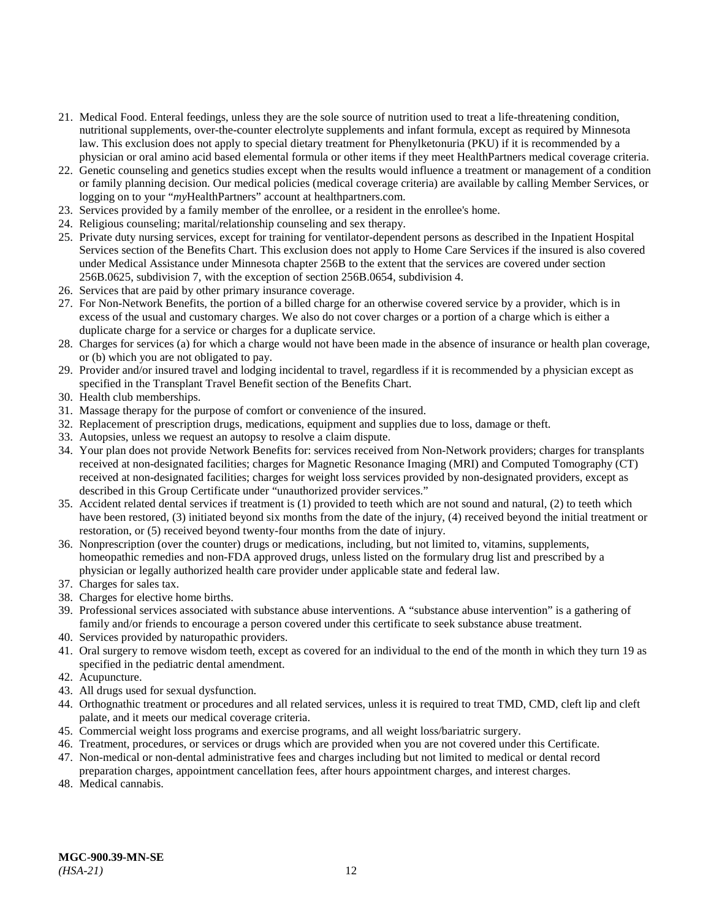21. Medical Food. Enteral feedings, unless they are the sole source of nutrition used to treat a life-threatening condition, nutritional supplements, over-the-counter electrolyte supplements and infant formula, except as required by Minnesota law. This exclusion does not apply to special dietary treatment for Phenylketonuria (PKU) if it is recommended by a physician or oral amino acid based elemental formula or other items if they meet HealthPartners medical coverage criteria.
22. Genetic counseling and genetics studies except when the results would influence a treatment or management of a condition or family planning decision. Our medical policies (medical coverage criteria) are available by calling Member Services, or logging on to your "*my*HealthPartners" account at healthpartners.com.
23. Services provided by a family member of the enrollee, or a resident in the enrollee's home.
24. Religious counseling; marital/relationship counseling and sex therapy.
25. Private duty nursing services, except for training for ventilator-dependent persons as described in the Inpatient Hospital Services section of the Benefits Chart. This exclusion does not apply to Home Care Services if the insured is also covered under Medical Assistance under Minnesota chapter 256B to the extent that the services are covered under section 256B.0625, subdivision 7, with the exception of section 256B.0654, subdivision 4.
26. Services that are paid by other primary insurance coverage.
27. For Non-Network Benefits, the portion of a billed charge for an otherwise covered service by a provider, which is in excess of the usual and customary charges. We also do not cover charges or a portion of a charge which is either a duplicate charge for a service or charges for a duplicate service.
28. Charges for services (a) for which a charge would not have been made in the absence of insurance or health plan coverage, or (b) which you are not obligated to pay.
29. Provider and/or insured travel and lodging incidental to travel, regardless if it is recommended by a physician except as specified in the Transplant Travel Benefit section of the Benefits Chart.
30. Health club memberships.
31. Massage therapy for the purpose of comfort or convenience of the insured.
32. Replacement of prescription drugs, medications, equipment and supplies due to loss, damage or theft.
33. Autopsies, unless we request an autopsy to resolve a claim dispute.
34. Your plan does not provide Network Benefits for: services received from Non-Network providers; charges for transplants received at non-designated facilities; charges for Magnetic Resonance Imaging (MRI) and Computed Tomography (CT) received at non-designated facilities; charges for weight loss services provided by non-designated providers, except as described in this Group Certificate under "unauthorized provider services."
35. Accident related dental services if treatment is (1) provided to teeth which are not sound and natural, (2) to teeth which have been restored, (3) initiated beyond six months from the date of the injury, (4) received beyond the initial treatment or restoration, or (5) received beyond twenty-four months from the date of injury.
36. Nonprescription (over the counter) drugs or medications, including, but not limited to, vitamins, supplements, homeopathic remedies and non-FDA approved drugs, unless listed on the formulary drug list and prescribed by a physician or legally authorized health care provider under applicable state and federal law.
37. Charges for sales tax.
38. Charges for elective home births.
39. Professional services associated with substance abuse interventions. A "substance abuse intervention" is a gathering of family and/or friends to encourage a person covered under this certificate to seek substance abuse treatment.
40. Services provided by naturopathic providers.
41. Oral surgery to remove wisdom teeth, except as covered for an individual to the end of the month in which they turn 19 as specified in the pediatric dental amendment.
42. Acupuncture.
43. All drugs used for sexual dysfunction.
44. Orthognathic treatment or procedures and all related services, unless it is required to treat TMD, CMD, cleft lip and cleft palate, and it meets our medical coverage criteria.
45. Commercial weight loss programs and exercise programs, and all weight loss/bariatric surgery.
46. Treatment, procedures, or services or drugs which are provided when you are not covered under this Certificate.
47. Non-medical or non-dental administrative fees and charges including but not limited to medical or dental record preparation charges, appointment cancellation fees, after hours appointment charges, and interest charges.
48. Medical cannabis.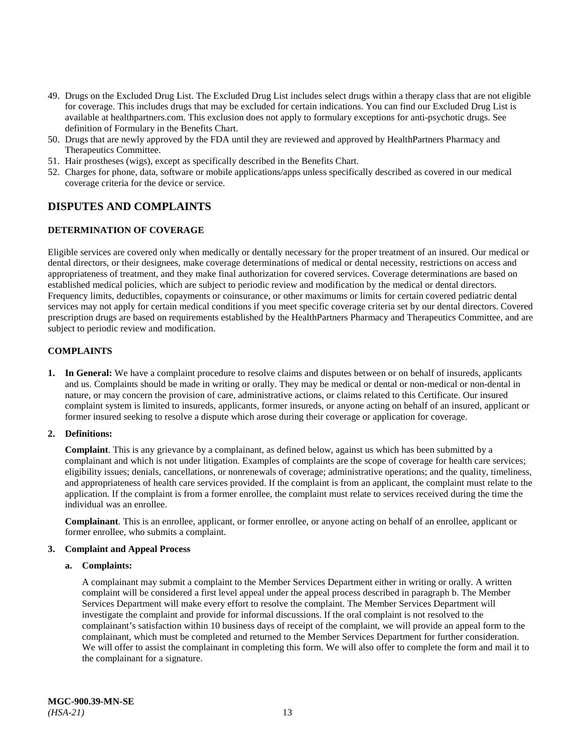49. Drugs on the Excluded Drug List. The Excluded Drug List includes select drugs within a therapy class that are not eligible for coverage. This includes drugs that may be excluded for certain indications. You can find our Excluded Drug List is available at healthpartners.com. This exclusion does not apply to formulary exceptions for anti-psychotic drugs. See definition of Formulary in the Benefits Chart.
50. Drugs that are newly approved by the FDA until they are reviewed and approved by HealthPartners Pharmacy and Therapeutics Committee.
51. Hair prostheses (wigs), except as specifically described in the Benefits Chart.
52. Charges for phone, data, software or mobile applications/apps unless specifically described as covered in our medical coverage criteria for the device or service.

## DISPUTES AND COMPLAINTS

### DETERMINATION OF COVERAGE

Eligible services are covered only when medically or dentally necessary for the proper treatment of an insured. Our medical or dental directors, or their designees, make coverage determinations of medical or dental necessity, restrictions on access and appropriateness of treatment, and they make final authorization for covered services. Coverage determinations are based on established medical policies, which are subject to periodic review and modification by the medical or dental directors. Frequency limits, deductibles, copayments or coinsurance, or other maximums or limits for certain covered pediatric dental services may not apply for certain medical conditions if you meet specific coverage criteria set by our dental directors. Covered prescription drugs are based on requirements established by the HealthPartners Pharmacy and Therapeutics Committee, and are subject to periodic review and modification.

### COMPLAINTS

**1. In General:** We have a complaint procedure to resolve claims and disputes between or on behalf of insureds, applicants and us. Complaints should be made in writing or orally. They may be medical or dental or non-medical or non-dental in nature, or may concern the provision of care, administrative actions, or claims related to this Certificate. Our insured complaint system is limited to insureds, applicants, former insureds, or anyone acting on behalf of an insured, applicant or former insured seeking to resolve a dispute which arose during their coverage or application for coverage.

**2. Definitions:**

**Complaint**. This is any grievance by a complainant, as defined below, against us which has been submitted by a complainant and which is not under litigation. Examples of complaints are the scope of coverage for health care services; eligibility issues; denials, cancellations, or nonrenewals of coverage; administrative operations; and the quality, timeliness, and appropriateness of health care services provided. If the complaint is from an applicant, the complaint must relate to the application. If the complaint is from a former enrollee, the complaint must relate to services received during the time the individual was an enrollee.

**Complainant**. This is an enrollee, applicant, or former enrollee, or anyone acting on behalf of an enrollee, applicant or former enrollee, who submits a complaint.

**3. Complaint and Appeal Process**

**a. Complaints:**

A complainant may submit a complaint to the Member Services Department either in writing or orally. A written complaint will be considered a first level appeal under the appeal process described in paragraph b. The Member Services Department will make every effort to resolve the complaint. The Member Services Department will investigate the complaint and provide for informal discussions. If the oral complaint is not resolved to the complainant's satisfaction within 10 business days of receipt of the complaint, we will provide an appeal form to the complainant, which must be completed and returned to the Member Services Department for further consideration. We will offer to assist the complainant in completing this form. We will also offer to complete the form and mail it to the complainant for a signature.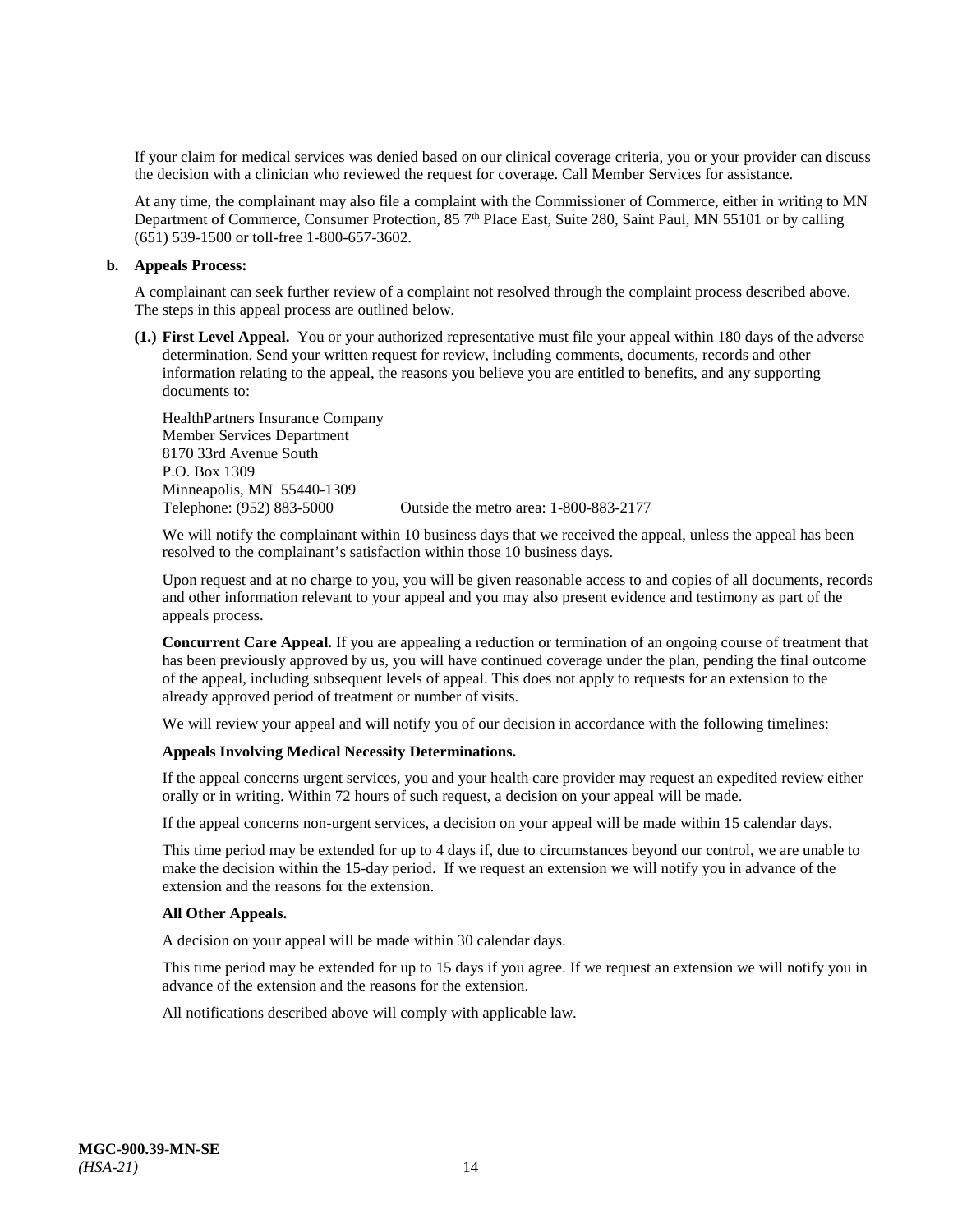If your claim for medical services was denied based on our clinical coverage criteria, you or your provider can discuss the decision with a clinician who reviewed the request for coverage. Call Member Services for assistance.

At any time, the complainant may also file a complaint with the Commissioner of Commerce, either in writing to MN Department of Commerce, Consumer Protection, 85 7th Place East, Suite 280, Saint Paul, MN 55101 or by calling (651) 539-1500 or toll-free 1-800-657-3602.

**b. Appeals Process:**

A complainant can seek further review of a complaint not resolved through the complaint process described above. The steps in this appeal process are outlined below.

**(1.) First Level Appeal.** You or your authorized representative must file your appeal within 180 days of the adverse determination. Send your written request for review, including comments, documents, records and other information relating to the appeal, the reasons you believe you are entitled to benefits, and any supporting documents to:

HealthPartners Insurance Company
Member Services Department
8170 33rd Avenue South
P.O. Box 1309
Minneapolis, MN 55440-1309
Telephone: (952) 883-5000 Outside the metro area: 1-800-883-2177

We will notify the complainant within 10 business days that we received the appeal, unless the appeal has been resolved to the complainant's satisfaction within those 10 business days.

Upon request and at no charge to you, you will be given reasonable access to and copies of all documents, records and other information relevant to your appeal and you may also present evidence and testimony as part of the appeals process.

**Concurrent Care Appeal.** If you are appealing a reduction or termination of an ongoing course of treatment that has been previously approved by us, you will have continued coverage under the plan, pending the final outcome of the appeal, including subsequent levels of appeal. This does not apply to requests for an extension to the already approved period of treatment or number of visits.

We will review your appeal and will notify you of our decision in accordance with the following timelines:

**Appeals Involving Medical Necessity Determinations.**

If the appeal concerns urgent services, you and your health care provider may request an expedited review either orally or in writing. Within 72 hours of such request, a decision on your appeal will be made.

If the appeal concerns non-urgent services, a decision on your appeal will be made within 15 calendar days.

This time period may be extended for up to 4 days if, due to circumstances beyond our control, we are unable to make the decision within the 15-day period. If we request an extension we will notify you in advance of the extension and the reasons for the extension.

**All Other Appeals.**

A decision on your appeal will be made within 30 calendar days.

This time period may be extended for up to 15 days if you agree. If we request an extension we will notify you in advance of the extension and the reasons for the extension.

All notifications described above will comply with applicable law.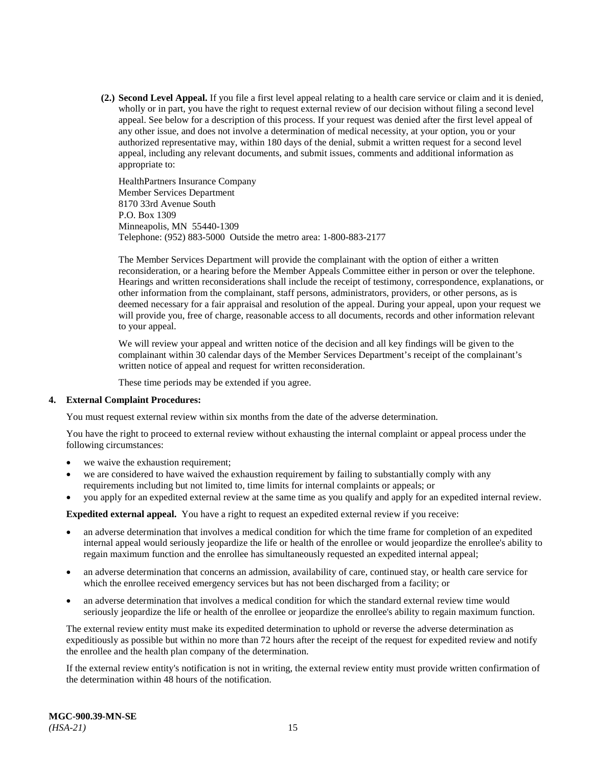**(2.) Second Level Appeal.** If you file a first level appeal relating to a health care service or claim and it is denied, wholly or in part, you have the right to request external review of our decision without filing a second level appeal. See below for a description of this process. If your request was denied after the first level appeal of any other issue, and does not involve a determination of medical necessity, at your option, you or your authorized representative may, within 180 days of the denial, submit a written request for a second level appeal, including any relevant documents, and submit issues, comments and additional information as appropriate to:

HealthPartners Insurance Company
Member Services Department
8170 33rd Avenue South
P.O. Box 1309
Minneapolis, MN 55440-1309
Telephone: (952) 883-5000 Outside the metro area: 1-800-883-2177

The Member Services Department will provide the complainant with the option of either a written reconsideration, or a hearing before the Member Appeals Committee either in person or over the telephone. Hearings and written reconsiderations shall include the receipt of testimony, correspondence, explanations, or other information from the complainant, staff persons, administrators, providers, or other persons, as is deemed necessary for a fair appraisal and resolution of the appeal. During your appeal, upon your request we will provide you, free of charge, reasonable access to all documents, records and other information relevant to your appeal.

We will review your appeal and written notice of the decision and all key findings will be given to the complainant within 30 calendar days of the Member Services Department's receipt of the complainant's written notice of appeal and request for written reconsideration.

These time periods may be extended if you agree.

**4. External Complaint Procedures:**

You must request external review within six months from the date of the adverse determination.

You have the right to proceed to external review without exhausting the internal complaint or appeal process under the following circumstances:

- we waive the exhaustion requirement;
- we are considered to have waived the exhaustion requirement by failing to substantially comply with any requirements including but not limited to, time limits for internal complaints or appeals; or
- you apply for an expedited external review at the same time as you qualify and apply for an expedited internal review.

**Expedited external appeal.** You have a right to request an expedited external review if you receive:

- an adverse determination that involves a medical condition for which the time frame for completion of an expedited internal appeal would seriously jeopardize the life or health of the enrollee or would jeopardize the enrollee's ability to regain maximum function and the enrollee has simultaneously requested an expedited internal appeal;
- an adverse determination that concerns an admission, availability of care, continued stay, or health care service for which the enrollee received emergency services but has not been discharged from a facility; or
- an adverse determination that involves a medical condition for which the standard external review time would seriously jeopardize the life or health of the enrollee or jeopardize the enrollee's ability to regain maximum function.

The external review entity must make its expedited determination to uphold or reverse the adverse determination as expeditiously as possible but within no more than 72 hours after the receipt of the request for expedited review and notify the enrollee and the health plan company of the determination.

If the external review entity's notification is not in writing, the external review entity must provide written confirmation of the determination within 48 hours of the notification.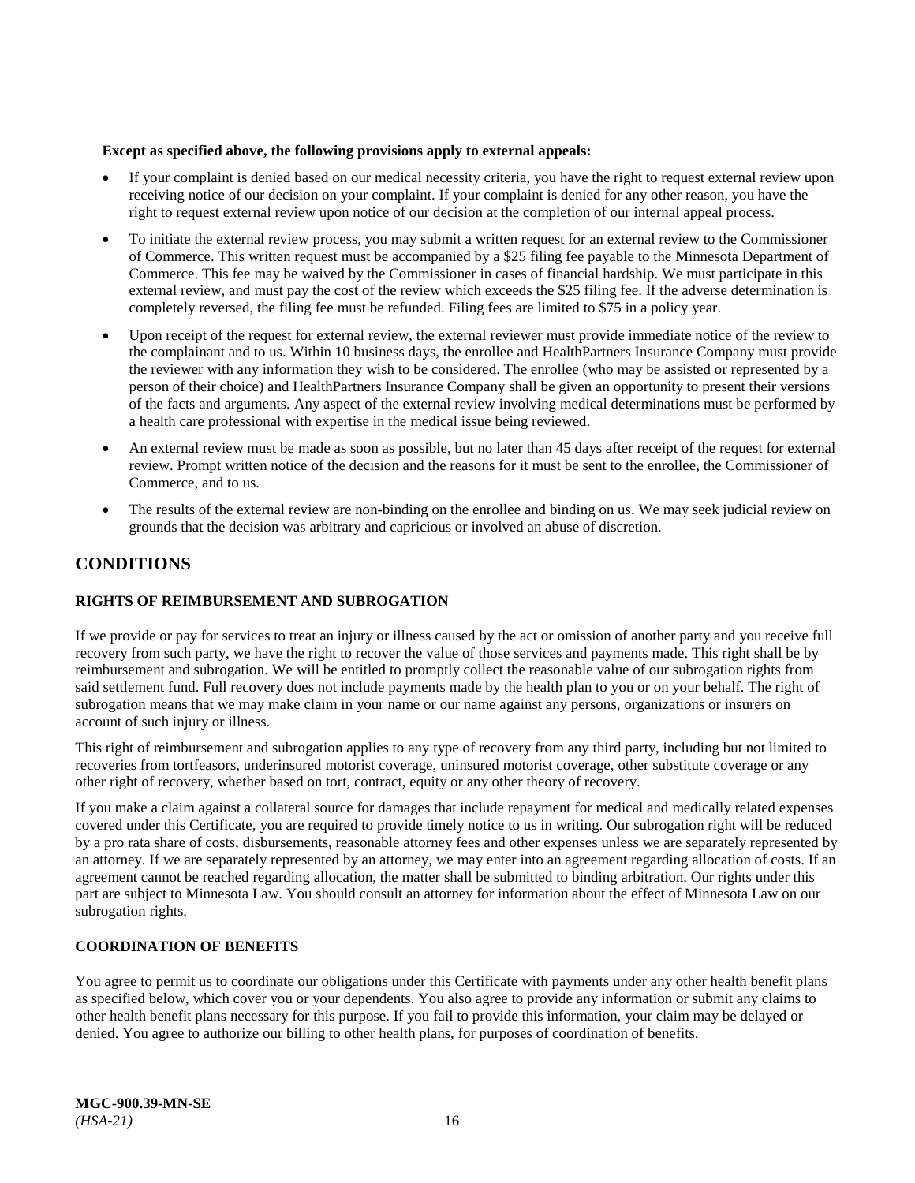**Except as specified above, the following provisions apply to external appeals:**

- If your complaint is denied based on our medical necessity criteria, you have the right to request external review upon receiving notice of our decision on your complaint. If your complaint is denied for any other reason, you have the right to request external review upon notice of our decision at the completion of our internal appeal process.
- To initiate the external review process, you may submit a written request for an external review to the Commissioner of Commerce. This written request must be accompanied by a $25 filing fee payable to the Minnesota Department of Commerce. This fee may be waived by the Commissioner in cases of financial hardship. We must participate in this external review, and must pay the cost of the review which exceeds the $25 filing fee. If the adverse determination is completely reversed, the filing fee must be refunded. Filing fees are limited to $75 in a policy year.
- Upon receipt of the request for external review, the external reviewer must provide immediate notice of the review to the complainant and to us. Within 10 business days, the enrollee and HealthPartners Insurance Company must provide the reviewer with any information they wish to be considered. The enrollee (who may be assisted or represented by a person of their choice) and HealthPartners Insurance Company shall be given an opportunity to present their versions of the facts and arguments. Any aspect of the external review involving medical determinations must be performed by a health care professional with expertise in the medical issue being reviewed.
- An external review must be made as soon as possible, but no later than 45 days after receipt of the request for external review. Prompt written notice of the decision and the reasons for it must be sent to the enrollee, the Commissioner of Commerce, and to us.
- The results of the external review are non-binding on the enrollee and binding on us. We may seek judicial review on grounds that the decision was arbitrary and capricious or involved an abuse of discretion.

## CONDITIONS

### RIGHTS OF REIMBURSEMENT AND SUBROGATION

If we provide or pay for services to treat an injury or illness caused by the act or omission of another party and you receive full recovery from such party, we have the right to recover the value of those services and payments made. This right shall be by reimbursement and subrogation. We will be entitled to promptly collect the reasonable value of our subrogation rights from said settlement fund. Full recovery does not include payments made by the health plan to you or on your behalf. The right of subrogation means that we may make claim in your name or our name against any persons, organizations or insurers on account of such injury or illness.

This right of reimbursement and subrogation applies to any type of recovery from any third party, including but not limited to recoveries from tortfeasors, underinsured motorist coverage, uninsured motorist coverage, other substitute coverage or any other right of recovery, whether based on tort, contract, equity or any other theory of recovery.

If you make a claim against a collateral source for damages that include repayment for medical and medically related expenses covered under this Certificate, you are required to provide timely notice to us in writing. Our subrogation right will be reduced by a pro rata share of costs, disbursements, reasonable attorney fees and other expenses unless we are separately represented by an attorney. If we are separately represented by an attorney, we may enter into an agreement regarding allocation of costs. If an agreement cannot be reached regarding allocation, the matter shall be submitted to binding arbitration. Our rights under this part are subject to Minnesota Law. You should consult an attorney for information about the effect of Minnesota Law on our subrogation rights.

### COORDINATION OF BENEFITS

You agree to permit us to coordinate our obligations under this Certificate with payments under any other health benefit plans as specified below, which cover you or your dependents. You also agree to provide any information or submit any claims to other health benefit plans necessary for this purpose. If you fail to provide this information, your claim may be delayed or denied. You agree to authorize our billing to other health plans, for purposes of coordination of benefits.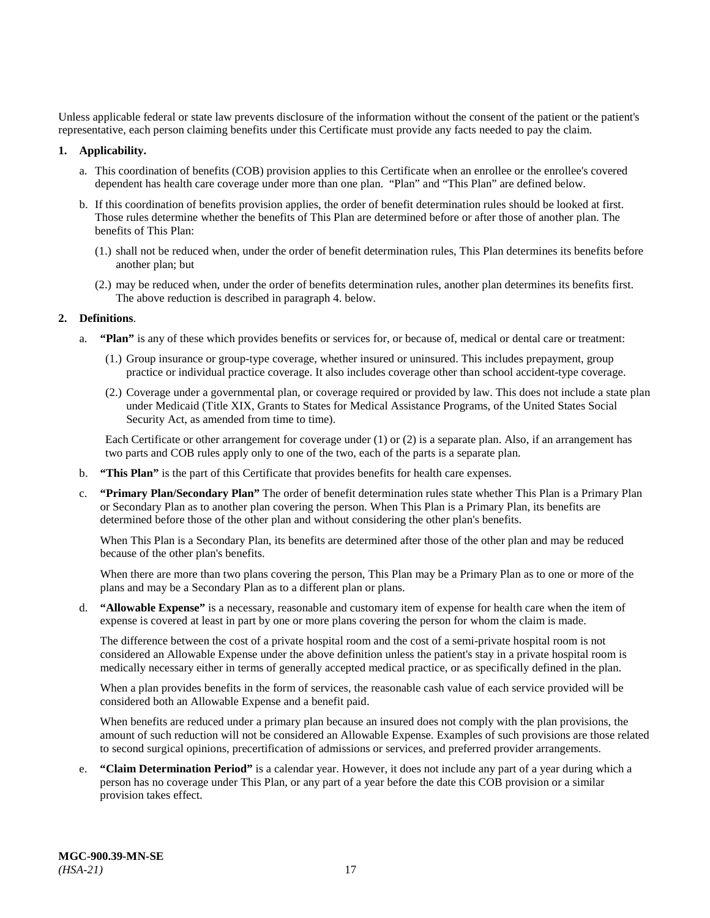Unless applicable federal or state law prevents disclosure of the information without the consent of the patient or the patient's representative, each person claiming benefits under this Certificate must provide any facts needed to pay the claim.

**1. Applicability.**

a. This coordination of benefits (COB) provision applies to this Certificate when an enrollee or the enrollee's covered dependent has health care coverage under more than one plan. "Plan" and "This Plan" are defined below.

b. If this coordination of benefits provision applies, the order of benefit determination rules should be looked at first. Those rules determine whether the benefits of This Plan are determined before or after those of another plan. The benefits of This Plan:

(1.) shall not be reduced when, under the order of benefit determination rules, This Plan determines its benefits before another plan; but

(2.) may be reduced when, under the order of benefits determination rules, another plan determines its benefits first. The above reduction is described in paragraph 4. below.

**2. Definitions**.

a. **"Plan"** is any of these which provides benefits or services for, or because of, medical or dental care or treatment:

(1.) Group insurance or group-type coverage, whether insured or uninsured. This includes prepayment, group practice or individual practice coverage. It also includes coverage other than school accident-type coverage.

(2.) Coverage under a governmental plan, or coverage required or provided by law. This does not include a state plan under Medicaid (Title XIX, Grants to States for Medical Assistance Programs, of the United States Social Security Act, as amended from time to time).

Each Certificate or other arrangement for coverage under (1) or (2) is a separate plan. Also, if an arrangement has two parts and COB rules apply only to one of the two, each of the parts is a separate plan.

b. **"This Plan"** is the part of this Certificate that provides benefits for health care expenses.

c. **"Primary Plan/Secondary Plan"** The order of benefit determination rules state whether This Plan is a Primary Plan or Secondary Plan as to another plan covering the person. When This Plan is a Primary Plan, its benefits are determined before those of the other plan and without considering the other plan's benefits.

When This Plan is a Secondary Plan, its benefits are determined after those of the other plan and may be reduced because of the other plan's benefits.

When there are more than two plans covering the person, This Plan may be a Primary Plan as to one or more of the plans and may be a Secondary Plan as to a different plan or plans.

d. **"Allowable Expense"** is a necessary, reasonable and customary item of expense for health care when the item of expense is covered at least in part by one or more plans covering the person for whom the claim is made.

The difference between the cost of a private hospital room and the cost of a semi-private hospital room is not considered an Allowable Expense under the above definition unless the patient's stay in a private hospital room is medically necessary either in terms of generally accepted medical practice, or as specifically defined in the plan.

When a plan provides benefits in the form of services, the reasonable cash value of each service provided will be considered both an Allowable Expense and a benefit paid.

When benefits are reduced under a primary plan because an insured does not comply with the plan provisions, the amount of such reduction will not be considered an Allowable Expense. Examples of such provisions are those related to second surgical opinions, precertification of admissions or services, and preferred provider arrangements.

e. **"Claim Determination Period"** is a calendar year. However, it does not include any part of a year during which a person has no coverage under This Plan, or any part of a year before the date this COB provision or a similar provision takes effect.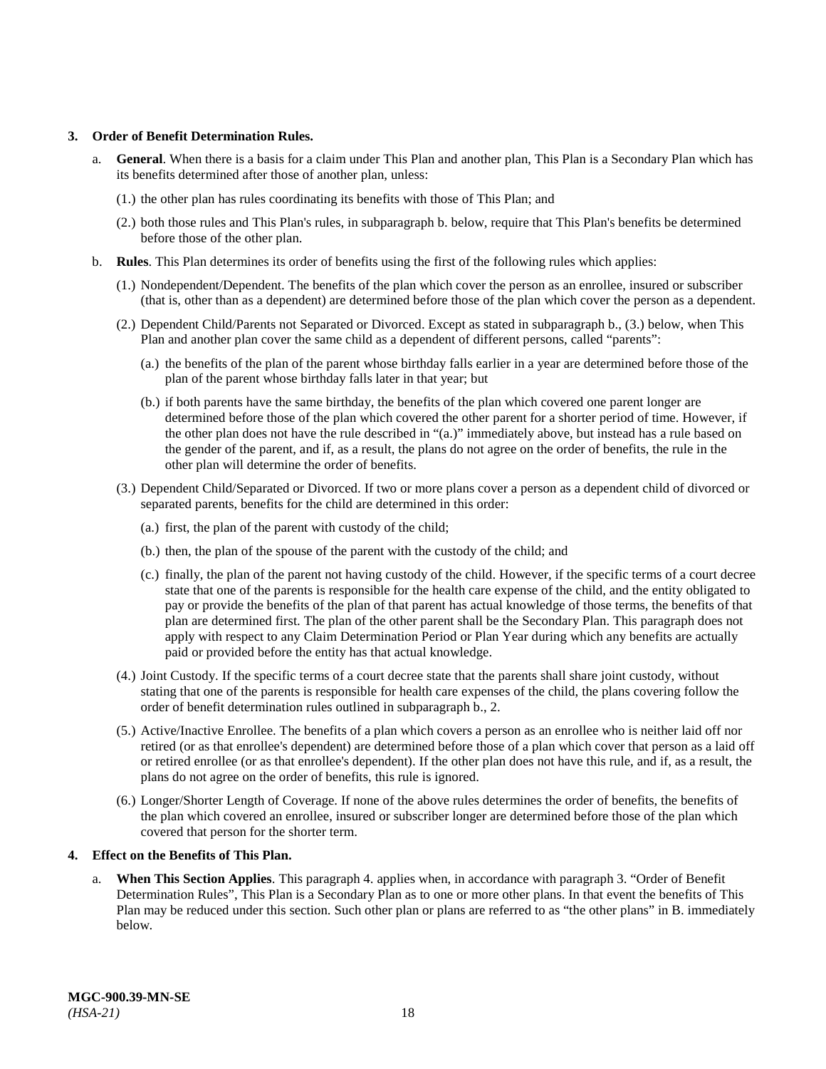**3. Order of Benefit Determination Rules.**

a. **General**. When there is a basis for a claim under This Plan and another plan, This Plan is a Secondary Plan which has its benefits determined after those of another plan, unless:

(1.) the other plan has rules coordinating its benefits with those of This Plan; and

(2.) both those rules and This Plan's rules, in subparagraph b. below, require that This Plan's benefits be determined before those of the other plan.

b. **Rules**. This Plan determines its order of benefits using the first of the following rules which applies:

(1.) Nondependent/Dependent. The benefits of the plan which cover the person as an enrollee, insured or subscriber (that is, other than as a dependent) are determined before those of the plan which cover the person as a dependent.

(2.) Dependent Child/Parents not Separated or Divorced. Except as stated in subparagraph b., (3.) below, when This Plan and another plan cover the same child as a dependent of different persons, called "parents":

(a.) the benefits of the plan of the parent whose birthday falls earlier in a year are determined before those of the plan of the parent whose birthday falls later in that year; but

(b.) if both parents have the same birthday, the benefits of the plan which covered one parent longer are determined before those of the plan which covered the other parent for a shorter period of time. However, if the other plan does not have the rule described in "(a.)" immediately above, but instead has a rule based on the gender of the parent, and if, as a result, the plans do not agree on the order of benefits, the rule in the other plan will determine the order of benefits.

(3.) Dependent Child/Separated or Divorced. If two or more plans cover a person as a dependent child of divorced or separated parents, benefits for the child are determined in this order:

(a.) first, the plan of the parent with custody of the child;

(b.) then, the plan of the spouse of the parent with the custody of the child; and

(c.) finally, the plan of the parent not having custody of the child. However, if the specific terms of a court decree state that one of the parents is responsible for the health care expense of the child, and the entity obligated to pay or provide the benefits of the plan of that parent has actual knowledge of those terms, the benefits of that plan are determined first. The plan of the other parent shall be the Secondary Plan. This paragraph does not apply with respect to any Claim Determination Period or Plan Year during which any benefits are actually paid or provided before the entity has that actual knowledge.

(4.) Joint Custody. If the specific terms of a court decree state that the parents shall share joint custody, without stating that one of the parents is responsible for health care expenses of the child, the plans covering follow the order of benefit determination rules outlined in subparagraph b., 2.

(5.) Active/Inactive Enrollee. The benefits of a plan which covers a person as an enrollee who is neither laid off nor retired (or as that enrollee's dependent) are determined before those of a plan which cover that person as a laid off or retired enrollee (or as that enrollee's dependent). If the other plan does not have this rule, and if, as a result, the plans do not agree on the order of benefits, this rule is ignored.

(6.) Longer/Shorter Length of Coverage. If none of the above rules determines the order of benefits, the benefits of the plan which covered an enrollee, insured or subscriber longer are determined before those of the plan which covered that person for the shorter term.

**4. Effect on the Benefits of This Plan.**

a. **When This Section Applies**. This paragraph 4. applies when, in accordance with paragraph 3. "Order of Benefit Determination Rules", This Plan is a Secondary Plan as to one or more other plans. In that event the benefits of This Plan may be reduced under this section. Such other plan or plans are referred to as "the other plans" in B. immediately below.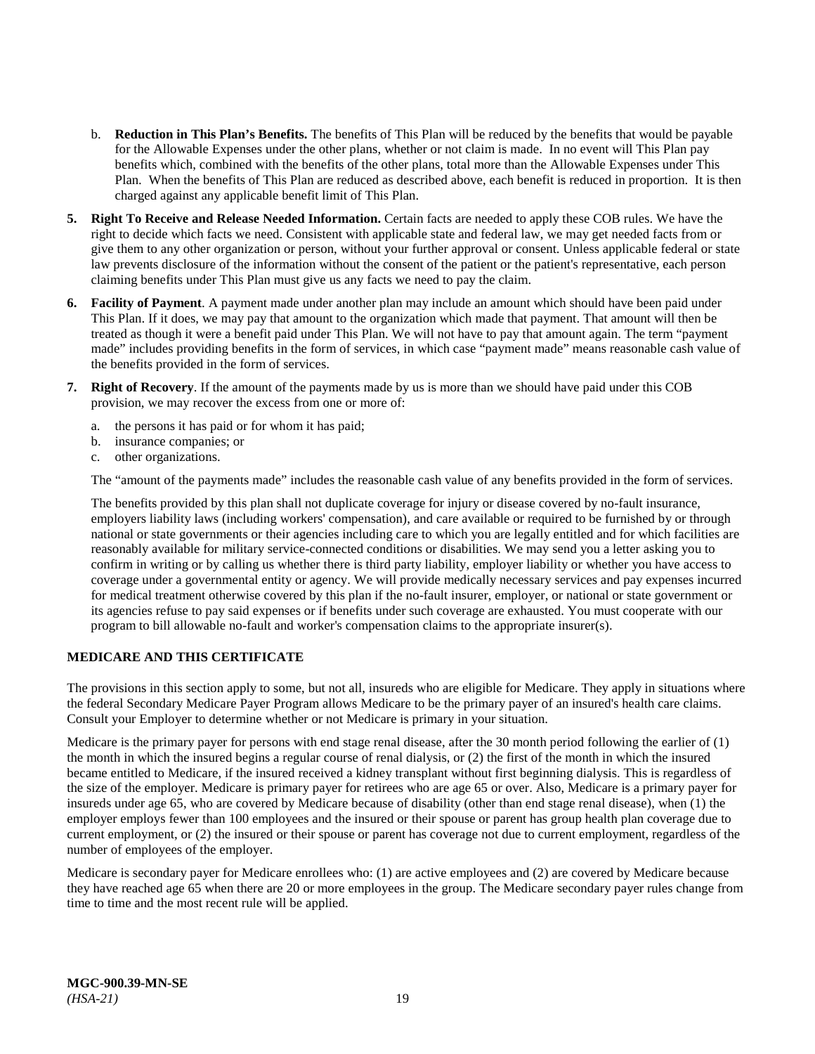b. **Reduction in This Plan's Benefits.** The benefits of This Plan will be reduced by the benefits that would be payable for the Allowable Expenses under the other plans, whether or not claim is made. In no event will This Plan pay benefits which, combined with the benefits of the other plans, total more than the Allowable Expenses under This Plan. When the benefits of This Plan are reduced as described above, each benefit is reduced in proportion. It is then charged against any applicable benefit limit of This Plan.

5. **Right To Receive and Release Needed Information.** Certain facts are needed to apply these COB rules. We have the right to decide which facts we need. Consistent with applicable state and federal law, we may get needed facts from or give them to any other organization or person, without your further approval or consent. Unless applicable federal or state law prevents disclosure of the information without the consent of the patient or the patient's representative, each person claiming benefits under This Plan must give us any facts we need to pay the claim.

6. **Facility of Payment**. A payment made under another plan may include an amount which should have been paid under This Plan. If it does, we may pay that amount to the organization which made that payment. That amount will then be treated as though it were a benefit paid under This Plan. We will not have to pay that amount again. The term "payment made" includes providing benefits in the form of services, in which case "payment made" means reasonable cash value of the benefits provided in the form of services.

7. **Right of Recovery**. If the amount of the payments made by us is more than we should have paid under this COB provision, we may recover the excess from one or more of:

   a. the persons it has paid or for whom it has paid;
   b. insurance companies; or
   c. other organizations.

   The "amount of the payments made" includes the reasonable cash value of any benefits provided in the form of services.

   The benefits provided by this plan shall not duplicate coverage for injury or disease covered by no-fault insurance, employers liability laws (including workers' compensation), and care available or required to be furnished by or through national or state governments or their agencies including care to which you are legally entitled and for which facilities are reasonably available for military service-connected conditions or disabilities. We may send you a letter asking you to confirm in writing or by calling us whether there is third party liability, employer liability or whether you have access to coverage under a governmental entity or agency. We will provide medically necessary services and pay expenses incurred for medical treatment otherwise covered by this plan if the no-fault insurer, employer, or national or state government or its agencies refuse to pay said expenses or if benefits under such coverage are exhausted. You must cooperate with our program to bill allowable no-fault and worker's compensation claims to the appropriate insurer(s).

**MEDICARE AND THIS CERTIFICATE**

The provisions in this section apply to some, but not all, insureds who are eligible for Medicare. They apply in situations where the federal Secondary Medicare Payer Program allows Medicare to be the primary payer of an insured's health care claims. Consult your Employer to determine whether or not Medicare is primary in your situation.

Medicare is the primary payer for persons with end stage renal disease, after the 30 month period following the earlier of (1) the month in which the insured begins a regular course of renal dialysis, or (2) the first of the month in which the insured became entitled to Medicare, if the insured received a kidney transplant without first beginning dialysis. This is regardless of the size of the employer. Medicare is primary payer for retirees who are age 65 or over. Also, Medicare is a primary payer for insureds under age 65, who are covered by Medicare because of disability (other than end stage renal disease), when (1) the employer employs fewer than 100 employees and the insured or their spouse or parent has group health plan coverage due to current employment, or (2) the insured or their spouse or parent has coverage not due to current employment, regardless of the number of employees of the employer.

Medicare is secondary payer for Medicare enrollees who: (1) are active employees and (2) are covered by Medicare because they have reached age 65 when there are 20 or more employees in the group. The Medicare secondary payer rules change from time to time and the most recent rule will be applied.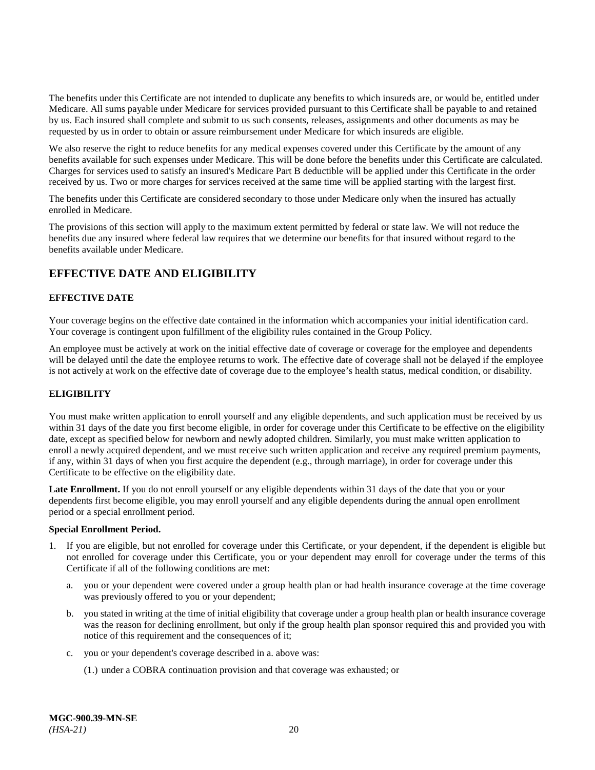The benefits under this Certificate are not intended to duplicate any benefits to which insureds are, or would be, entitled under Medicare. All sums payable under Medicare for services provided pursuant to this Certificate shall be payable to and retained by us. Each insured shall complete and submit to us such consents, releases, assignments and other documents as may be requested by us in order to obtain or assure reimbursement under Medicare for which insureds are eligible.

We also reserve the right to reduce benefits for any medical expenses covered under this Certificate by the amount of any benefits available for such expenses under Medicare. This will be done before the benefits under this Certificate are calculated. Charges for services used to satisfy an insured's Medicare Part B deductible will be applied under this Certificate in the order received by us. Two or more charges for services received at the same time will be applied starting with the largest first.

The benefits under this Certificate are considered secondary to those under Medicare only when the insured has actually enrolled in Medicare.

The provisions of this section will apply to the maximum extent permitted by federal or state law. We will not reduce the benefits due any insured where federal law requires that we determine our benefits for that insured without regard to the benefits available under Medicare.

## EFFECTIVE DATE AND ELIGIBILITY

### EFFECTIVE DATE

Your coverage begins on the effective date contained in the information which accompanies your initial identification card. Your coverage is contingent upon fulfillment of the eligibility rules contained in the Group Policy.

An employee must be actively at work on the initial effective date of coverage or coverage for the employee and dependents will be delayed until the date the employee returns to work. The effective date of coverage shall not be delayed if the employee is not actively at work on the effective date of coverage due to the employee's health status, medical condition, or disability.

### ELIGIBILITY

You must make written application to enroll yourself and any eligible dependents, and such application must be received by us within 31 days of the date you first become eligible, in order for coverage under this Certificate to be effective on the eligibility date, except as specified below for newborn and newly adopted children. Similarly, you must make written application to enroll a newly acquired dependent, and we must receive such written application and receive any required premium payments, if any, within 31 days of when you first acquire the dependent (e.g., through marriage), in order for coverage under this Certificate to be effective on the eligibility date.

**Late Enrollment.** If you do not enroll yourself or any eligible dependents within 31 days of the date that you or your dependents first become eligible, you may enroll yourself and any eligible dependents during the annual open enrollment period or a special enrollment period.

**Special Enrollment Period.**

1. If you are eligible, but not enrolled for coverage under this Certificate, or your dependent, if the dependent is eligible but not enrolled for coverage under this Certificate, you or your dependent may enroll for coverage under the terms of this Certificate if all of the following conditions are met:
   a. you or your dependent were covered under a group health plan or had health insurance coverage at the time coverage was previously offered to you or your dependent;
   b. you stated in writing at the time of initial eligibility that coverage under a group health plan or health insurance coverage was the reason for declining enrollment, but only if the group health plan sponsor required this and provided you with notice of this requirement and the consequences of it;
   c. you or your dependent's coverage described in a. above was:

      (1.) under a COBRA continuation provision and that coverage was exhausted; or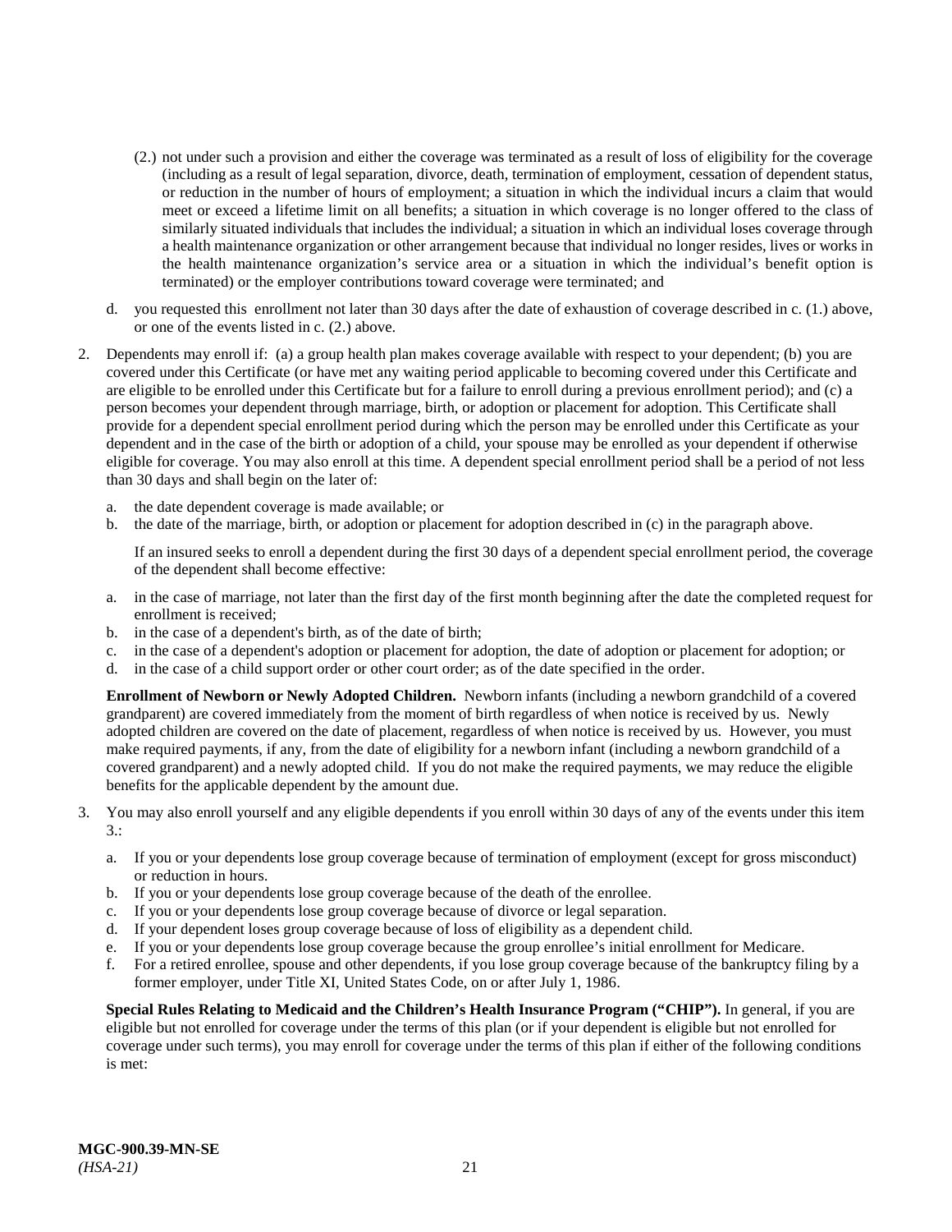(2.) not under such a provision and either the coverage was terminated as a result of loss of eligibility for the coverage (including as a result of legal separation, divorce, death, termination of employment, cessation of dependent status, or reduction in the number of hours of employment; a situation in which the individual incurs a claim that would meet or exceed a lifetime limit on all benefits; a situation in which coverage is no longer offered to the class of similarly situated individuals that includes the individual; a situation in which an individual loses coverage through a health maintenance organization or other arrangement because that individual no longer resides, lives or works in the health maintenance organization's service area or a situation in which the individual's benefit option is terminated) or the employer contributions toward coverage were terminated; and

d. you requested this enrollment not later than 30 days after the date of exhaustion of coverage described in c. (1.) above, or one of the events listed in c. (2.) above.

2. Dependents may enroll if: (a) a group health plan makes coverage available with respect to your dependent; (b) you are covered under this Certificate (or have met any waiting period applicable to becoming covered under this Certificate and are eligible to be enrolled under this Certificate but for a failure to enroll during a previous enrollment period); and (c) a person becomes your dependent through marriage, birth, or adoption or placement for adoption. This Certificate shall provide for a dependent special enrollment period during which the person may be enrolled under this Certificate as your dependent and in the case of the birth or adoption of a child, your spouse may be enrolled as your dependent if otherwise eligible for coverage. You may also enroll at this time. A dependent special enrollment period shall be a period of not less than 30 days and shall begin on the later of:

   a. the date dependent coverage is made available; or
   b. the date of the marriage, birth, or adoption or placement for adoption described in (c) in the paragraph above.

   If an insured seeks to enroll a dependent during the first 30 days of a dependent special enrollment period, the coverage of the dependent shall become effective:

   a. in the case of marriage, not later than the first day of the first month beginning after the date the completed request for enrollment is received;
   b. in the case of a dependent's birth, as of the date of birth;
   c. in the case of a dependent's adoption or placement for adoption, the date of adoption or placement for adoption; or
   d. in the case of a child support order or other court order; as of the date specified in the order.

   **Enrollment of Newborn or Newly Adopted Children.** Newborn infants (including a newborn grandchild of a covered grandparent) are covered immediately from the moment of birth regardless of when notice is received by us. Newly adopted children are covered on the date of placement, regardless of when notice is received by us. However, you must make required payments, if any, from the date of eligibility for a newborn infant (including a newborn grandchild of a covered grandparent) and a newly adopted child. If you do not make the required payments, we may reduce the eligible benefits for the applicable dependent by the amount due.

3. You may also enroll yourself and any eligible dependents if you enroll within 30 days of any of the events under this item 3.:

   a. If you or your dependents lose group coverage because of termination of employment (except for gross misconduct) or reduction in hours.
   b. If you or your dependents lose group coverage because of the death of the enrollee.
   c. If you or your dependents lose group coverage because of divorce or legal separation.
   d. If your dependent loses group coverage because of loss of eligibility as a dependent child.
   e. If you or your dependents lose group coverage because the group enrollee's initial enrollment for Medicare.
   f. For a retired enrollee, spouse and other dependents, if you lose group coverage because of the bankruptcy filing by a former employer, under Title XI, United States Code, on or after July 1, 1986.

   **Special Rules Relating to Medicaid and the Children's Health Insurance Program ("CHIP").** In general, if you are eligible but not enrolled for coverage under the terms of this plan (or if your dependent is eligible but not enrolled for coverage under such terms), you may enroll for coverage under the terms of this plan if either of the following conditions is met: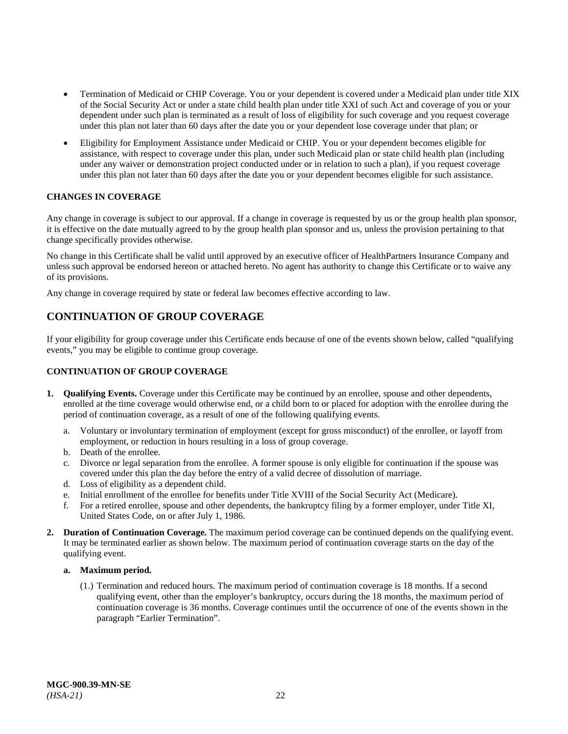- Termination of Medicaid or CHIP Coverage. You or your dependent is covered under a Medicaid plan under title XIX of the Social Security Act or under a state child health plan under title XXI of such Act and coverage of you or your dependent under such plan is terminated as a result of loss of eligibility for such coverage and you request coverage under this plan not later than 60 days after the date you or your dependent lose coverage under that plan; or
- Eligibility for Employment Assistance under Medicaid or CHIP. You or your dependent becomes eligible for assistance, with respect to coverage under this plan, under such Medicaid plan or state child health plan (including under any waiver or demonstration project conducted under or in relation to such a plan), if you request coverage under this plan not later than 60 days after the date you or your dependent becomes eligible for such assistance.

**CHANGES IN COVERAGE**

Any change in coverage is subject to our approval. If a change in coverage is requested by us or the group health plan sponsor, it is effective on the date mutually agreed to by the group health plan sponsor and us, unless the provision pertaining to that change specifically provides otherwise.

No change in this Certificate shall be valid until approved by an executive officer of HealthPartners Insurance Company and unless such approval be endorsed hereon or attached hereto. No agent has authority to change this Certificate or to waive any of its provisions.

Any change in coverage required by state or federal law becomes effective according to law.

## CONTINUATION OF GROUP COVERAGE

If your eligibility for group coverage under this Certificate ends because of one of the events shown below, called "qualifying events," you may be eligible to continue group coverage.

**CONTINUATION OF GROUP COVERAGE**

1. **Qualifying Events.** Coverage under this Certificate may be continued by an enrollee, spouse and other dependents, enrolled at the time coverage would otherwise end, or a child born to or placed for adoption with the enrollee during the period of continuation coverage, as a result of one of the following qualifying events.
   a. Voluntary or involuntary termination of employment (except for gross misconduct) of the enrollee, or layoff from employment, or reduction in hours resulting in a loss of group coverage.
   b. Death of the enrollee.
   c. Divorce or legal separation from the enrollee. A former spouse is only eligible for continuation if the spouse was covered under this plan the day before the entry of a valid decree of dissolution of marriage.
   d. Loss of eligibility as a dependent child.
   e. Initial enrollment of the enrollee for benefits under Title XVIII of the Social Security Act (Medicare).
   f. For a retired enrollee, spouse and other dependents, the bankruptcy filing by a former employer, under Title XI, United States Code, on or after July 1, 1986.
2. **Duration of Continuation Coverage.** The maximum period coverage can be continued depends on the qualifying event. It may be terminated earlier as shown below. The maximum period of continuation coverage starts on the day of the qualifying event.

   **a. Maximum period.**

   (1.) Termination and reduced hours. The maximum period of continuation coverage is 18 months. If a second qualifying event, other than the employer's bankruptcy, occurs during the 18 months, the maximum period of continuation coverage is 36 months. Coverage continues until the occurrence of one of the events shown in the paragraph "Earlier Termination".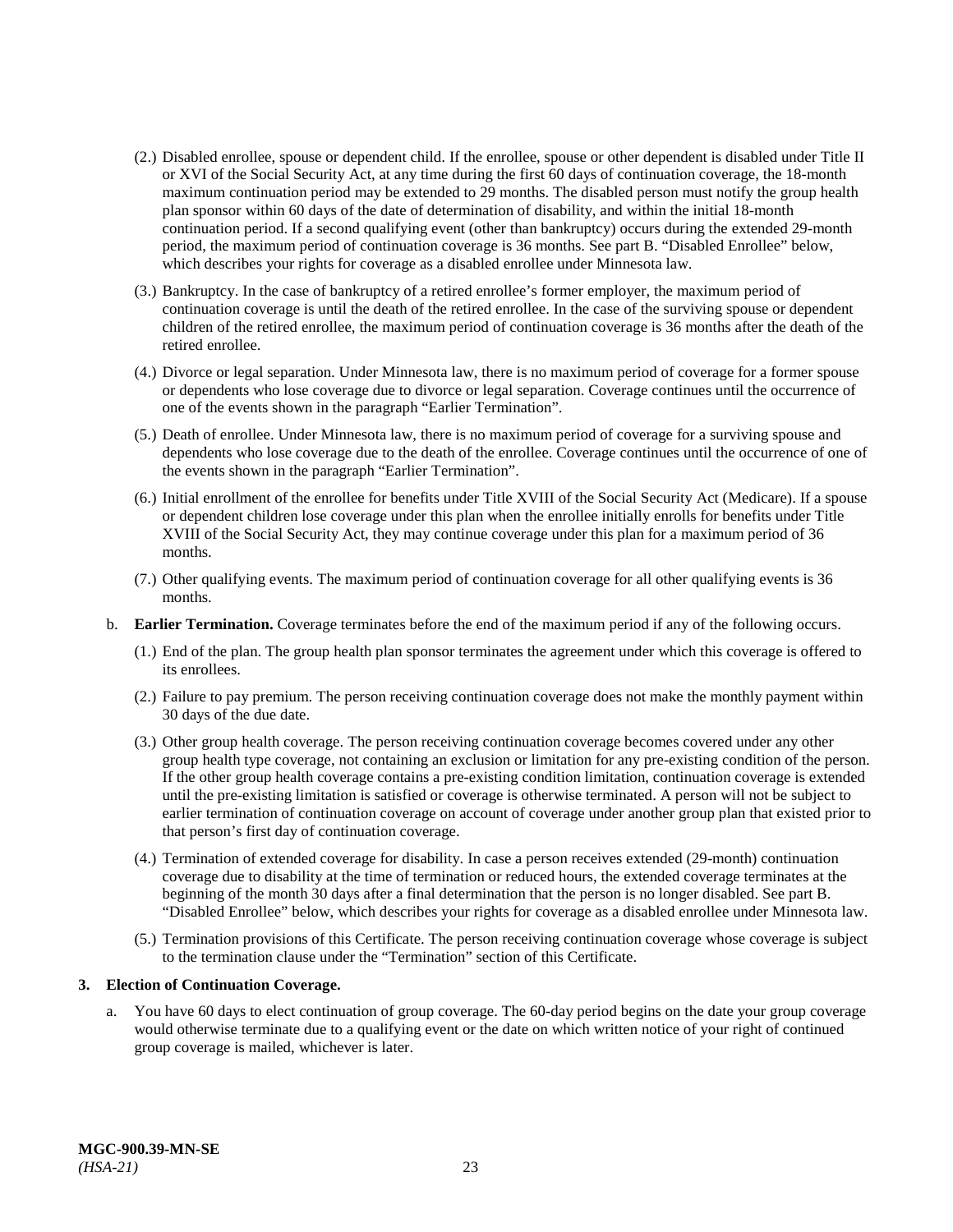(2.) Disabled enrollee, spouse or dependent child. If the enrollee, spouse or other dependent is disabled under Title II or XVI of the Social Security Act, at any time during the first 60 days of continuation coverage, the 18-month maximum continuation period may be extended to 29 months. The disabled person must notify the group health plan sponsor within 60 days of the date of determination of disability, and within the initial 18-month continuation period. If a second qualifying event (other than bankruptcy) occurs during the extended 29-month period, the maximum period of continuation coverage is 36 months. See part B. "Disabled Enrollee" below, which describes your rights for coverage as a disabled enrollee under Minnesota law.

(3.) Bankruptcy. In the case of bankruptcy of a retired enrollee's former employer, the maximum period of continuation coverage is until the death of the retired enrollee. In the case of the surviving spouse or dependent children of the retired enrollee, the maximum period of continuation coverage is 36 months after the death of the retired enrollee.

(4.) Divorce or legal separation. Under Minnesota law, there is no maximum period of coverage for a former spouse or dependents who lose coverage due to divorce or legal separation. Coverage continues until the occurrence of one of the events shown in the paragraph "Earlier Termination".

(5.) Death of enrollee. Under Minnesota law, there is no maximum period of coverage for a surviving spouse and dependents who lose coverage due to the death of the enrollee. Coverage continues until the occurrence of one of the events shown in the paragraph "Earlier Termination".

(6.) Initial enrollment of the enrollee for benefits under Title XVIII of the Social Security Act (Medicare). If a spouse or dependent children lose coverage under this plan when the enrollee initially enrolls for benefits under Title XVIII of the Social Security Act, they may continue coverage under this plan for a maximum period of 36 months.

(7.) Other qualifying events. The maximum period of continuation coverage for all other qualifying events is 36 months.

b. **Earlier Termination.** Coverage terminates before the end of the maximum period if any of the following occurs.

(1.) End of the plan. The group health plan sponsor terminates the agreement under which this coverage is offered to its enrollees.

(2.) Failure to pay premium. The person receiving continuation coverage does not make the monthly payment within 30 days of the due date.

(3.) Other group health coverage. The person receiving continuation coverage becomes covered under any other group health type coverage, not containing an exclusion or limitation for any pre-existing condition of the person. If the other group health coverage contains a pre-existing condition limitation, continuation coverage is extended until the pre-existing limitation is satisfied or coverage is otherwise terminated. A person will not be subject to earlier termination of continuation coverage on account of coverage under another group plan that existed prior to that person's first day of continuation coverage.

(4.) Termination of extended coverage for disability. In case a person receives extended (29-month) continuation coverage due to disability at the time of termination or reduced hours, the extended coverage terminates at the beginning of the month 30 days after a final determination that the person is no longer disabled. See part B. "Disabled Enrollee" below, which describes your rights for coverage as a disabled enrollee under Minnesota law.

(5.) Termination provisions of this Certificate. The person receiving continuation coverage whose coverage is subject to the termination clause under the "Termination" section of this Certificate.

**3. Election of Continuation Coverage.**

a. You have 60 days to elect continuation of group coverage. The 60-day period begins on the date your group coverage would otherwise terminate due to a qualifying event or the date on which written notice of your right of continued group coverage is mailed, whichever is later.

**MGC-900.39-MN-SE**
*(HSA-21)*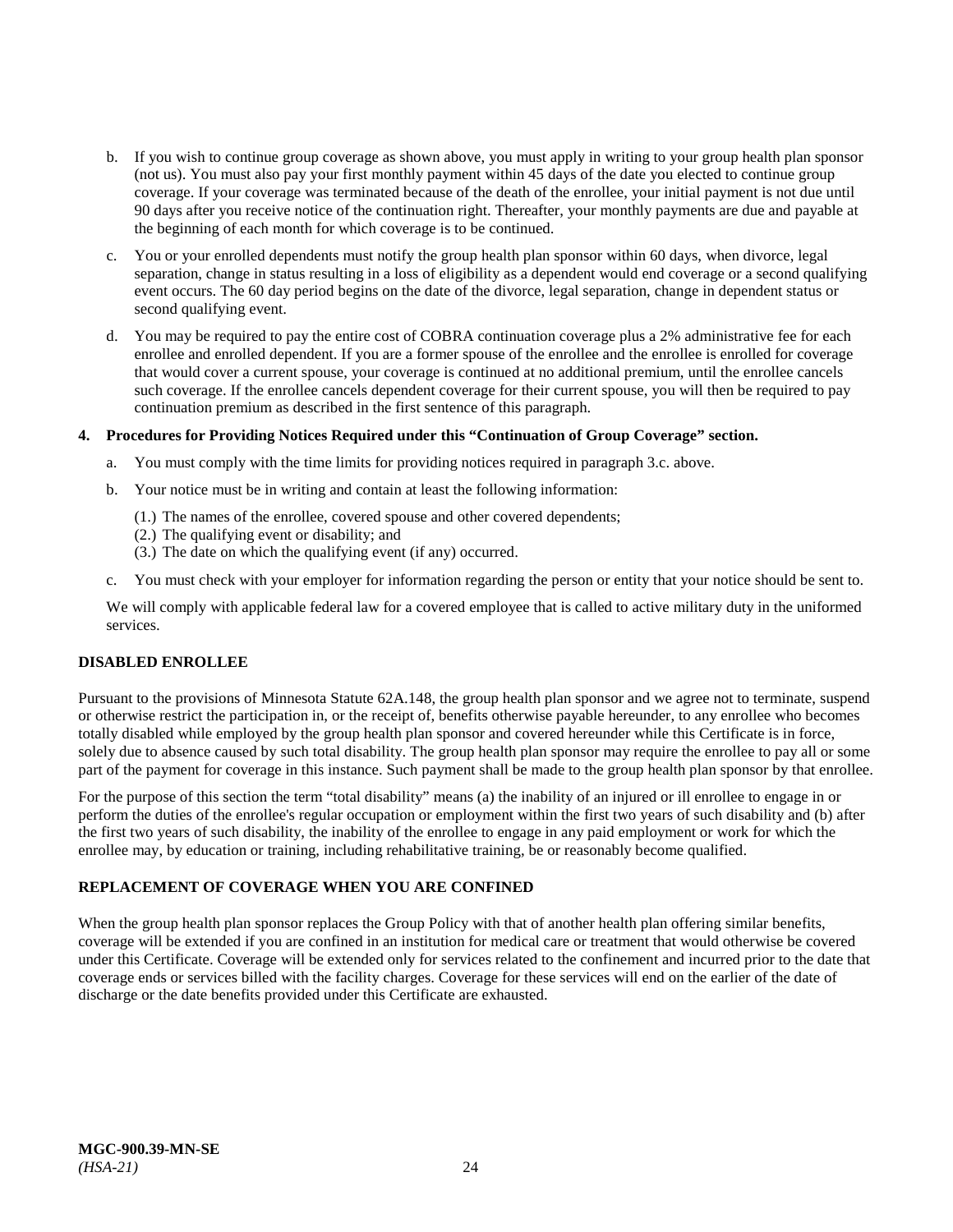b. If you wish to continue group coverage as shown above, you must apply in writing to your group health plan sponsor (not us). You must also pay your first monthly payment within 45 days of the date you elected to continue group coverage. If your coverage was terminated because of the death of the enrollee, your initial payment is not due until 90 days after you receive notice of the continuation right. Thereafter, your monthly payments are due and payable at the beginning of each month for which coverage is to be continued.

c. You or your enrolled dependents must notify the group health plan sponsor within 60 days, when divorce, legal separation, change in status resulting in a loss of eligibility as a dependent would end coverage or a second qualifying event occurs. The 60 day period begins on the date of the divorce, legal separation, change in dependent status or second qualifying event.

d. You may be required to pay the entire cost of COBRA continuation coverage plus a 2% administrative fee for each enrollee and enrolled dependent. If you are a former spouse of the enrollee and the enrollee is enrolled for coverage that would cover a current spouse, your coverage is continued at no additional premium, until the enrollee cancels such coverage. If the enrollee cancels dependent coverage for their current spouse, you will then be required to pay continuation premium as described in the first sentence of this paragraph.

**4. Procedures for Providing Notices Required under this "Continuation of Group Coverage" section.**

a. You must comply with the time limits for providing notices required in paragraph 3.c. above.

b. Your notice must be in writing and contain at least the following information:

(1.) The names of the enrollee, covered spouse and other covered dependents;
(2.) The qualifying event or disability; and
(3.) The date on which the qualifying event (if any) occurred.

c. You must check with your employer for information regarding the person or entity that your notice should be sent to.

We will comply with applicable federal law for a covered employee that is called to active military duty in the uniformed services.

### DISABLED ENROLLEE

Pursuant to the provisions of Minnesota Statute 62A.148, the group health plan sponsor and we agree not to terminate, suspend or otherwise restrict the participation in, or the receipt of, benefits otherwise payable hereunder, to any enrollee who becomes totally disabled while employed by the group health plan sponsor and covered hereunder while this Certificate is in force, solely due to absence caused by such total disability. The group health plan sponsor may require the enrollee to pay all or some part of the payment for coverage in this instance. Such payment shall be made to the group health plan sponsor by that enrollee.

For the purpose of this section the term "total disability" means (a) the inability of an injured or ill enrollee to engage in or perform the duties of the enrollee's regular occupation or employment within the first two years of such disability and (b) after the first two years of such disability, the inability of the enrollee to engage in any paid employment or work for which the enrollee may, by education or training, including rehabilitative training, be or reasonably become qualified.

### REPLACEMENT OF COVERAGE WHEN YOU ARE CONFINED

When the group health plan sponsor replaces the Group Policy with that of another health plan offering similar benefits, coverage will be extended if you are confined in an institution for medical care or treatment that would otherwise be covered under this Certificate. Coverage will be extended only for services related to the confinement and incurred prior to the date that coverage ends or services billed with the facility charges. Coverage for these services will end on the earlier of the date of discharge or the date benefits provided under this Certificate are exhausted.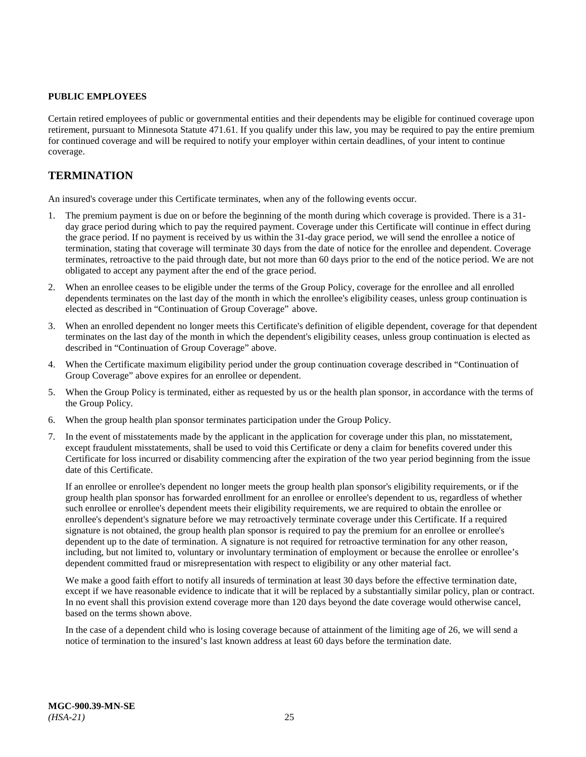**PUBLIC EMPLOYEES**

Certain retired employees of public or governmental entities and their dependents may be eligible for continued coverage upon retirement, pursuant to Minnesota Statute 471.61. If you qualify under this law, you may be required to pay the entire premium for continued coverage and will be required to notify your employer within certain deadlines, of your intent to continue coverage.

## TERMINATION

An insured's coverage under this Certificate terminates, when any of the following events occur.

1. The premium payment is due on or before the beginning of the month during which coverage is provided. There is a 31-day grace period during which to pay the required payment. Coverage under this Certificate will continue in effect during the grace period. If no payment is received by us within the 31-day grace period, we will send the enrollee a notice of termination, stating that coverage will terminate 30 days from the date of notice for the enrollee and dependent. Coverage terminates, retroactive to the paid through date, but not more than 60 days prior to the end of the notice period. We are not obligated to accept any payment after the end of the grace period.
2. When an enrollee ceases to be eligible under the terms of the Group Policy, coverage for the enrollee and all enrolled dependents terminates on the last day of the month in which the enrollee's eligibility ceases, unless group continuation is elected as described in "Continuation of Group Coverage" above.
3. When an enrolled dependent no longer meets this Certificate's definition of eligible dependent, coverage for that dependent terminates on the last day of the month in which the dependent's eligibility ceases, unless group continuation is elected as described in "Continuation of Group Coverage" above.
4. When the Certificate maximum eligibility period under the group continuation coverage described in "Continuation of Group Coverage" above expires for an enrollee or dependent.
5. When the Group Policy is terminated, either as requested by us or the health plan sponsor, in accordance with the terms of the Group Policy.
6. When the group health plan sponsor terminates participation under the Group Policy.
7. In the event of misstatements made by the applicant in the application for coverage under this plan, no misstatement, except fraudulent misstatements, shall be used to void this Certificate or deny a claim for benefits covered under this Certificate for loss incurred or disability commencing after the expiration of the two year period beginning from the issue date of this Certificate.

   If an enrollee or enrollee's dependent no longer meets the group health plan sponsor's eligibility requirements, or if the group health plan sponsor has forwarded enrollment for an enrollee or enrollee's dependent to us, regardless of whether such enrollee or enrollee's dependent meets their eligibility requirements, we are required to obtain the enrollee or enrollee's dependent's signature before we may retroactively terminate coverage under this Certificate. If a required signature is not obtained, the group health plan sponsor is required to pay the premium for an enrollee or enrollee's dependent up to the date of termination. A signature is not required for retroactive termination for any other reason, including, but not limited to, voluntary or involuntary termination of employment or because the enrollee or enrollee's dependent committed fraud or misrepresentation with respect to eligibility or any other material fact.

   We make a good faith effort to notify all insureds of termination at least 30 days before the effective termination date, except if we have reasonable evidence to indicate that it will be replaced by a substantially similar policy, plan or contract. In no event shall this provision extend coverage more than 120 days beyond the date coverage would otherwise cancel, based on the terms shown above.

   In the case of a dependent child who is losing coverage because of attainment of the limiting age of 26, we will send a notice of termination to the insured's last known address at least 60 days before the termination date.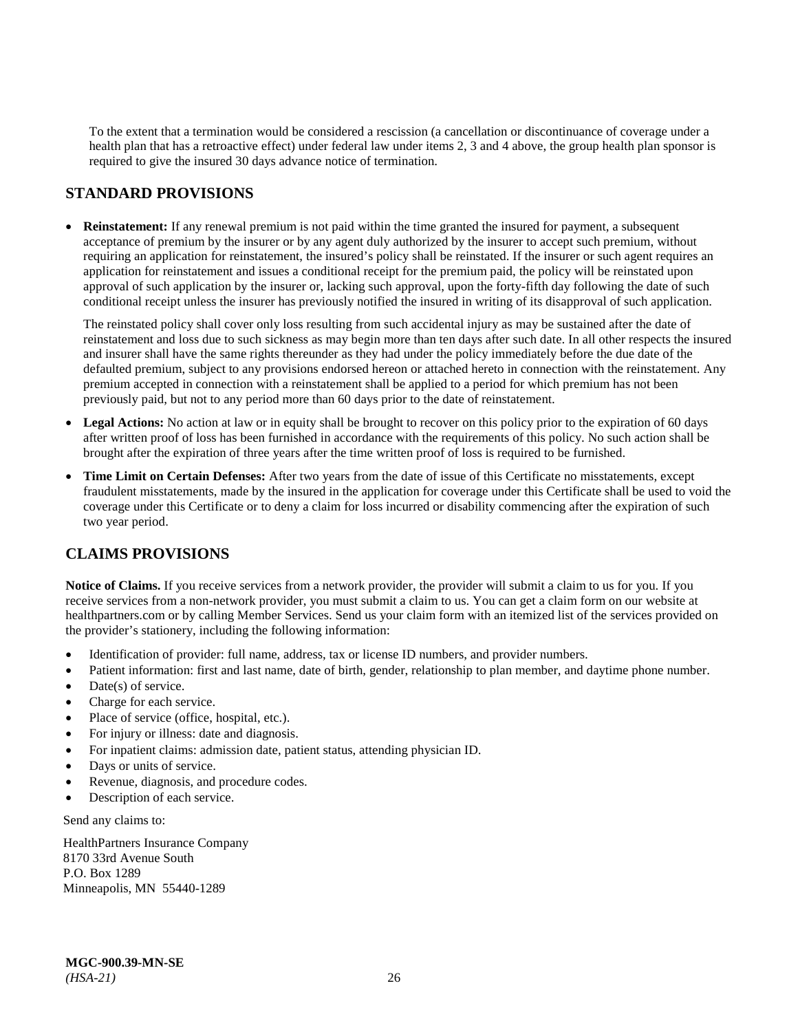To the extent that a termination would be considered a rescission (a cancellation or discontinuance of coverage under a health plan that has a retroactive effect) under federal law under items 2, 3 and 4 above, the group health plan sponsor is required to give the insured 30 days advance notice of termination.

## STANDARD PROVISIONS

- **Reinstatement:** If any renewal premium is not paid within the time granted the insured for payment, a subsequent acceptance of premium by the insurer or by any agent duly authorized by the insurer to accept such premium, without requiring an application for reinstatement, the insured's policy shall be reinstated. If the insurer or such agent requires an application for reinstatement and issues a conditional receipt for the premium paid, the policy will be reinstated upon approval of such application by the insurer or, lacking such approval, upon the forty-fifth day following the date of such conditional receipt unless the insurer has previously notified the insured in writing of its disapproval of such application.

  The reinstated policy shall cover only loss resulting from such accidental injury as may be sustained after the date of reinstatement and loss due to such sickness as may begin more than ten days after such date. In all other respects the insured and insurer shall have the same rights thereunder as they had under the policy immediately before the due date of the defaulted premium, subject to any provisions endorsed hereon or attached hereto in connection with the reinstatement. Any premium accepted in connection with a reinstatement shall be applied to a period for which premium has not been previously paid, but not to any period more than 60 days prior to the date of reinstatement.

- **Legal Actions:** No action at law or in equity shall be brought to recover on this policy prior to the expiration of 60 days after written proof of loss has been furnished in accordance with the requirements of this policy. No such action shall be brought after the expiration of three years after the time written proof of loss is required to be furnished.

- **Time Limit on Certain Defenses:** After two years from the date of issue of this Certificate no misstatements, except fraudulent misstatements, made by the insured in the application for coverage under this Certificate shall be used to void the coverage under this Certificate or to deny a claim for loss incurred or disability commencing after the expiration of such two year period.

## CLAIMS PROVISIONS

**Notice of Claims.** If you receive services from a network provider, the provider will submit a claim to us for you. If you receive services from a non-network provider, you must submit a claim to us. You can get a claim form on our website at healthpartners.com or by calling Member Services. Send us your claim form with an itemized list of the services provided on the provider's stationery, including the following information:

- Identification of provider: full name, address, tax or license ID numbers, and provider numbers.
- Patient information: first and last name, date of birth, gender, relationship to plan member, and daytime phone number.
- Date(s) of service.
- Charge for each service.
- Place of service (office, hospital, etc.).
- For injury or illness: date and diagnosis.
- For inpatient claims: admission date, patient status, attending physician ID.
- Days or units of service.
- Revenue, diagnosis, and procedure codes.
- Description of each service.

Send any claims to:

HealthPartners Insurance Company
8170 33rd Avenue South
P.O. Box 1289
Minneapolis, MN 55440-1289

**MGC-900.39-MN-SE**
*(HSA-21)*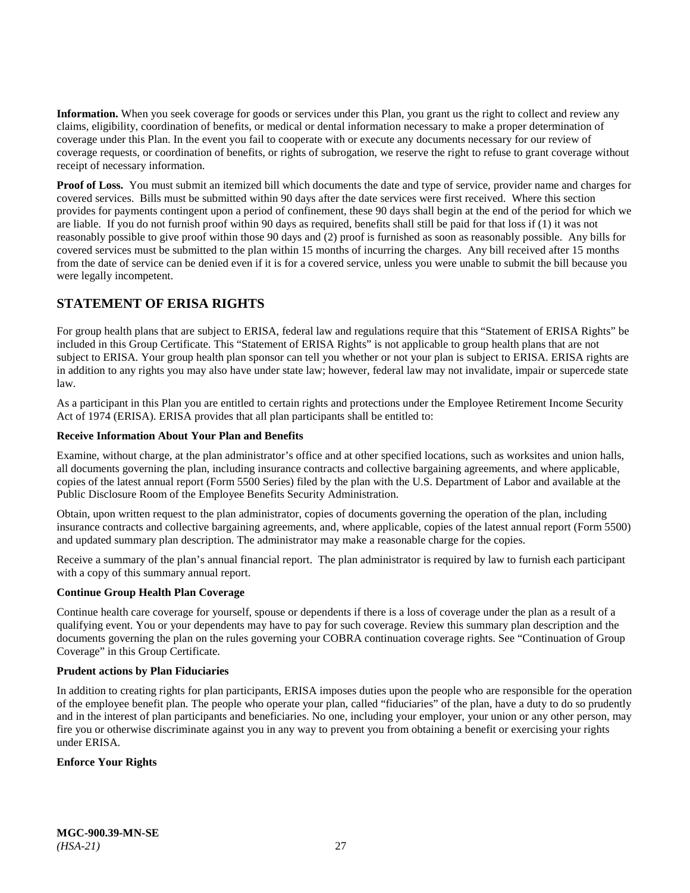**Information.** When you seek coverage for goods or services under this Plan, you grant us the right to collect and review any claims, eligibility, coordination of benefits, or medical or dental information necessary to make a proper determination of coverage under this Plan. In the event you fail to cooperate with or execute any documents necessary for our review of coverage requests, or coordination of benefits, or rights of subrogation, we reserve the right to refuse to grant coverage without receipt of necessary information.

**Proof of Loss.** You must submit an itemized bill which documents the date and type of service, provider name and charges for covered services. Bills must be submitted within 90 days after the date services were first received. Where this section provides for payments contingent upon a period of confinement, these 90 days shall begin at the end of the period for which we are liable. If you do not furnish proof within 90 days as required, benefits shall still be paid for that loss if (1) it was not reasonably possible to give proof within those 90 days and (2) proof is furnished as soon as reasonably possible. Any bills for covered services must be submitted to the plan within 15 months of incurring the charges. Any bill received after 15 months from the date of service can be denied even if it is for a covered service, unless you were unable to submit the bill because you were legally incompetent.

## STATEMENT OF ERISA RIGHTS

For group health plans that are subject to ERISA, federal law and regulations require that this "Statement of ERISA Rights" be included in this Group Certificate. This "Statement of ERISA Rights" is not applicable to group health plans that are not subject to ERISA. Your group health plan sponsor can tell you whether or not your plan is subject to ERISA. ERISA rights are in addition to any rights you may also have under state law; however, federal law may not invalidate, impair or supercede state law.

As a participant in this Plan you are entitled to certain rights and protections under the Employee Retirement Income Security Act of 1974 (ERISA). ERISA provides that all plan participants shall be entitled to:

**Receive Information About Your Plan and Benefits**

Examine, without charge, at the plan administrator's office and at other specified locations, such as worksites and union halls, all documents governing the plan, including insurance contracts and collective bargaining agreements, and where applicable, copies of the latest annual report (Form 5500 Series) filed by the plan with the U.S. Department of Labor and available at the Public Disclosure Room of the Employee Benefits Security Administration.

Obtain, upon written request to the plan administrator, copies of documents governing the operation of the plan, including insurance contracts and collective bargaining agreements, and, where applicable, copies of the latest annual report (Form 5500) and updated summary plan description. The administrator may make a reasonable charge for the copies.

Receive a summary of the plan's annual financial report. The plan administrator is required by law to furnish each participant with a copy of this summary annual report.

**Continue Group Health Plan Coverage**

Continue health care coverage for yourself, spouse or dependents if there is a loss of coverage under the plan as a result of a qualifying event. You or your dependents may have to pay for such coverage. Review this summary plan description and the documents governing the plan on the rules governing your COBRA continuation coverage rights. See "Continuation of Group Coverage" in this Group Certificate.

**Prudent actions by Plan Fiduciaries**

In addition to creating rights for plan participants, ERISA imposes duties upon the people who are responsible for the operation of the employee benefit plan. The people who operate your plan, called "fiduciaries" of the plan, have a duty to do so prudently and in the interest of plan participants and beneficiaries. No one, including your employer, your union or any other person, may fire you or otherwise discriminate against you in any way to prevent you from obtaining a benefit or exercising your rights under ERISA.

**Enforce Your Rights**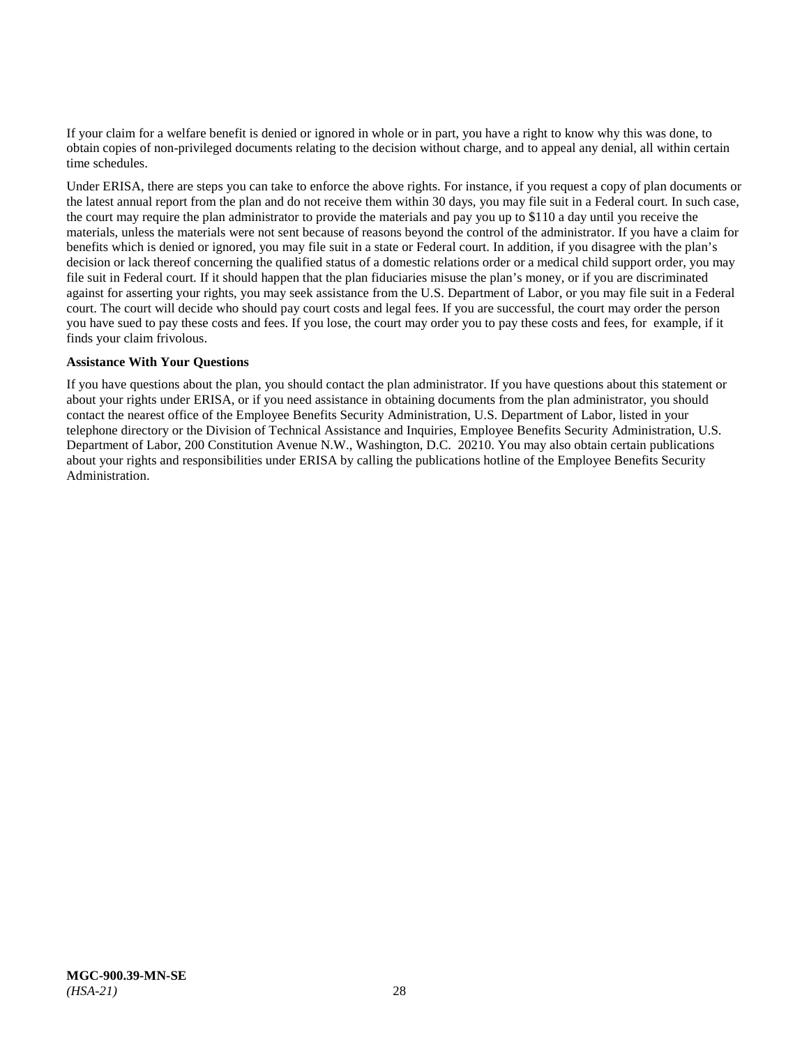If your claim for a welfare benefit is denied or ignored in whole or in part, you have a right to know why this was done, to obtain copies of non-privileged documents relating to the decision without charge, and to appeal any denial, all within certain time schedules.

Under ERISA, there are steps you can take to enforce the above rights. For instance, if you request a copy of plan documents or the latest annual report from the plan and do not receive them within 30 days, you may file suit in a Federal court. In such case, the court may require the plan administrator to provide the materials and pay you up to $110 a day until you receive the materials, unless the materials were not sent because of reasons beyond the control of the administrator. If you have a claim for benefits which is denied or ignored, you may file suit in a state or Federal court. In addition, if you disagree with the plan's decision or lack thereof concerning the qualified status of a domestic relations order or a medical child support order, you may file suit in Federal court. If it should happen that the plan fiduciaries misuse the plan's money, or if you are discriminated against for asserting your rights, you may seek assistance from the U.S. Department of Labor, or you may file suit in a Federal court. The court will decide who should pay court costs and legal fees. If you are successful, the court may order the person you have sued to pay these costs and fees. If you lose, the court may order you to pay these costs and fees, for example, if it finds your claim frivolous.

**Assistance With Your Questions**

If you have questions about the plan, you should contact the plan administrator. If you have questions about this statement or about your rights under ERISA, or if you need assistance in obtaining documents from the plan administrator, you should contact the nearest office of the Employee Benefits Security Administration, U.S. Department of Labor, listed in your telephone directory or the Division of Technical Assistance and Inquiries, Employee Benefits Security Administration, U.S. Department of Labor, 200 Constitution Avenue N.W., Washington, D.C. 20210. You may also obtain certain publications about your rights and responsibilities under ERISA by calling the publications hotline of the Employee Benefits Security Administration.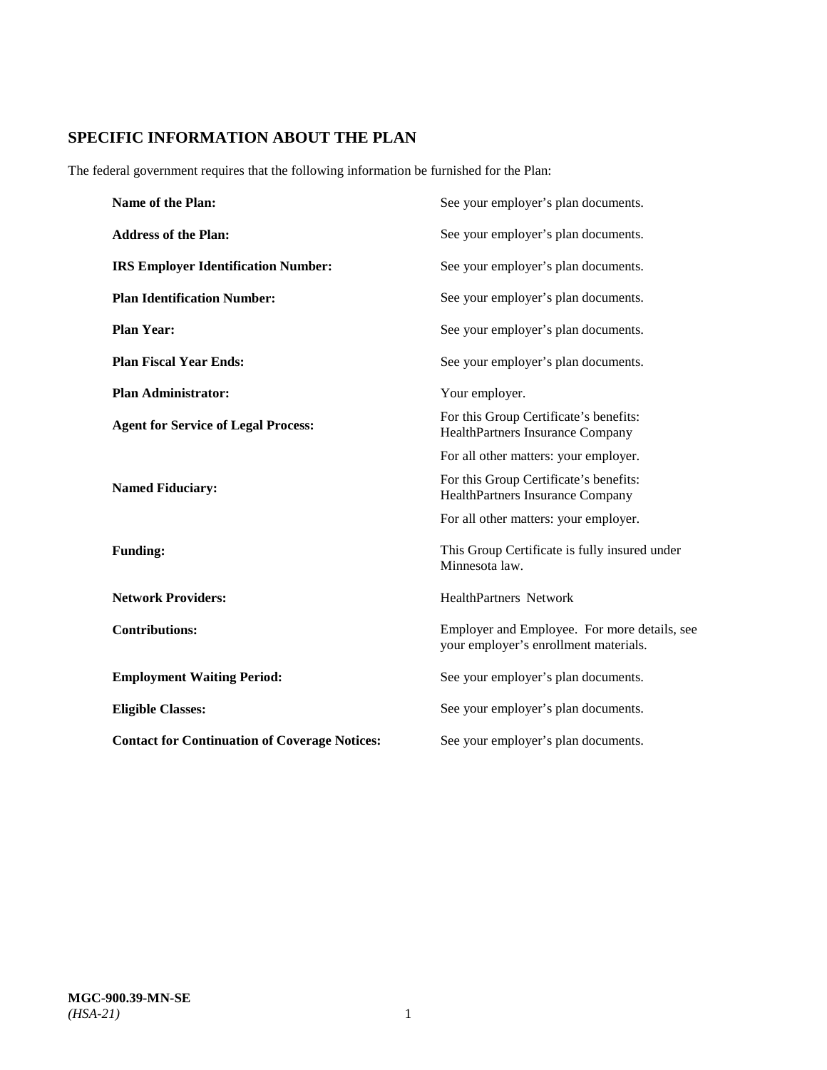## SPECIFIC INFORMATION ABOUT THE PLAN

The federal government requires that the following information be furnished for the Plan:

| | |
|---|---|
| **Name of the Plan:** | See your employer's plan documents. |
| **Address of the Plan:** | See your employer's plan documents. |
| **IRS Employer Identification Number:** | See your employer's plan documents. |
| **Plan Identification Number:** | See your employer's plan documents. |
| **Plan Year:** | See your employer's plan documents. |
| **Plan Fiscal Year Ends:** | See your employer's plan documents. |
| **Plan Administrator:** | Your employer. |
| **Agent for Service of Legal Process:** | For this Group Certificate's benefits: HealthPartners Insurance Company<br>For all other matters: your employer. |
| **Named Fiduciary:** | For this Group Certificate's benefits: HealthPartners Insurance Company<br>For all other matters: your employer. |
| **Funding:** | This Group Certificate is fully insured under Minnesota law. |
| **Network Providers:** | HealthPartners Network |
| **Contributions:** | Employer and Employee. For more details, see your employer's enrollment materials. |
| **Employment Waiting Period:** | See your employer's plan documents. |
| **Eligible Classes:** | See your employer's plan documents. |
| **Contact for Continuation of Coverage Notices:** | See your employer's plan documents. |

**MGC-900.39-MN-SE**
*(HSA-21)*